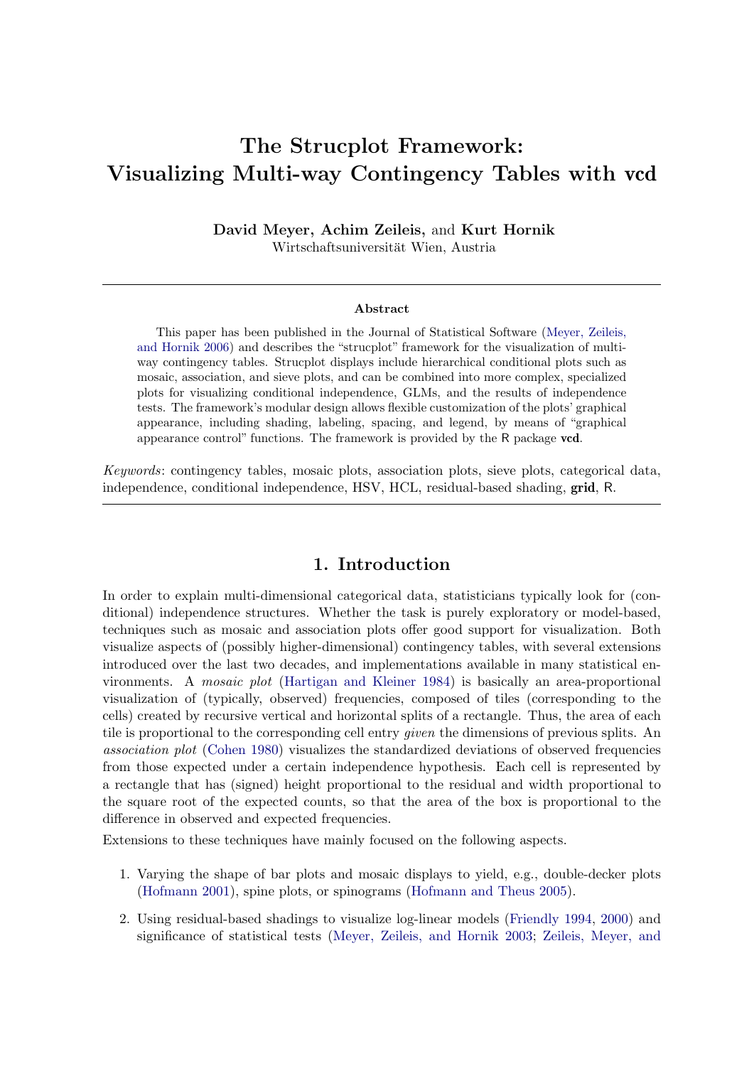# The Strucplot Framework: Visualizing Multi-way Contingency Tables with vcd

**David Meyer, Achim Zeileis,** and **Kurt Hornik**
Wirtschaftsuniversität Wien, Austria

### Abstract

This paper has been published in the Journal of Statistical Software (Meyer, Zeileis, and Hornik 2006) and describes the "strucplot" framework for the visualization of multi-way contingency tables. Strucplot displays include hierarchical conditional plots such as mosaic, association, and sieve plots, and can be combined into more complex, specialized plots for visualizing conditional independence, GLMs, and the results of independence tests. The framework's modular design allows flexible customization of the plots' graphical appearance, including shading, labeling, spacing, and legend, by means of "graphical appearance control" functions. The framework is provided by the R package **vcd**.

*Keywords*: contingency tables, mosaic plots, association plots, sieve plots, categorical data, independence, conditional independence, HSV, HCL, residual-based shading, **grid**, R.

## 1. Introduction

In order to explain multi-dimensional categorical data, statisticians typically look for (conditional) independence structures. Whether the task is purely exploratory or model-based, techniques such as mosaic and association plots offer good support for visualization. Both visualize aspects of (possibly higher-dimensional) contingency tables, with several extensions introduced over the last two decades, and implementations available in many statistical environments. A *mosaic plot* (Hartigan and Kleiner 1984) is basically an area-proportional visualization of (typically, observed) frequencies, composed of tiles (corresponding to the cells) created by recursive vertical and horizontal splits of a rectangle. Thus, the area of each tile is proportional to the corresponding cell entry *given* the dimensions of previous splits. An *association plot* (Cohen 1980) visualizes the standardized deviations of observed frequencies from those expected under a certain independence hypothesis. Each cell is represented by a rectangle that has (signed) height proportional to the residual and width proportional to the square root of the expected counts, so that the area of the box is proportional to the difference in observed and expected frequencies.

Extensions to these techniques have mainly focused on the following aspects.

1. Varying the shape of bar plots and mosaic displays to yield, e.g., double-decker plots (Hofmann 2001), spine plots, or spinograms (Hofmann and Theus 2005).
2. Using residual-based shadings to visualize log-linear models (Friendly 1994, 2000) and significance of statistical tests (Meyer, Zeileis, and Hornik 2003; Zeileis, Meyer, and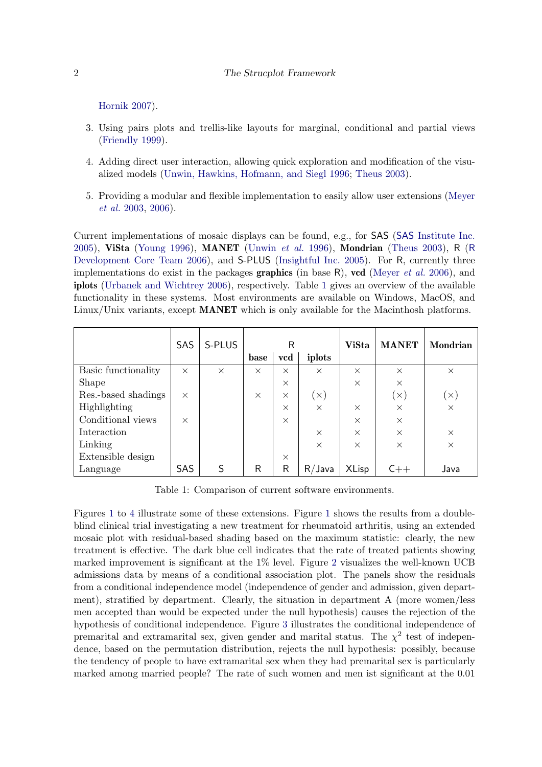Hornik 2007).

3. Using pairs plots and trellis-like layouts for marginal, conditional and partial views (Friendly 1999).

4. Adding direct user interaction, allowing quick exploration and modification of the visualized models (Unwin, Hawkins, Hofmann, and Siegl 1996; Theus 2003).

5. Providing a modular and flexible implementation to easily allow user extensions (Meyer *et al.* 2003, 2006).

Current implementations of mosaic displays can be found, e.g., for SAS (SAS Institute Inc. 2005), **ViSta** (Young 1996), **MANET** (Unwin *et al.* 1996), **Mondrian** (Theus 2003), R (R Development Core Team 2006), and S-PLUS (Insightful Inc. 2005). For R, currently three implementations do exist in the packages **graphics** (in base R), **vcd** (Meyer *et al.* 2006), and **iplots** (Urbanek and Wichtrey 2006), respectively. Table 1 gives an overview of the available functionality in these systems. Most environments are available on Windows, MacOS, and Linux/Unix variants, except **MANET** which is only available for the Macinthosh platforms.

| | SAS | S-PLUS | R | | | ViSta | MANET | Mondrian |
|---|---|---|---|---|---|---|---|---|
| | | | **base** | **vcd** | **iplots** | | | |
| Basic functionality | × | × | × | × | × | × | × | × |
| Shape | | | | × | | × | × | |
| Res.-based shadings | × | | × | × | (×) | | (×) | (×) |
| Highlighting | | | | × | × | × | × | × |
| Conditional views | × | | | × | | × | × | |
| Interaction | | | | | × | × | × | × |
| Linking | | | | | × | × | × | × |
| Extensible design | | | | × | | | | |
| Language | SAS | S | R | R | R/Java | XLisp | C++ | Java |

Table 1: Comparison of current software environments.

Figures 1 to 4 illustrate some of these extensions. Figure 1 shows the results from a double-blind clinical trial investigating a new treatment for rheumatoid arthritis, using an extended mosaic plot with residual-based shading based on the maximum statistic: clearly, the new treatment is effective. The dark blue cell indicates that the rate of treated patients showing marked improvement is significant at the 1% level. Figure 2 visualizes the well-known UCB admissions data by means of a conditional association plot. The panels show the residuals from a conditional independence model (independence of gender and admission, given department), stratified by department. Clearly, the situation in department A (more women/less men accepted than would be expected under the null hypothesis) causes the rejection of the hypothesis of conditional independence. Figure 3 illustrates the conditional independence of premarital and extramarital sex, given gender and marital status. The $\chi^2$ test of independence, based on the permutation distribution, rejects the null hypothesis: possibly, because the tendency of people to have extramarital sex when they had premarital sex is particularly marked among married people? The rate of such women and men ist significant at the 0.01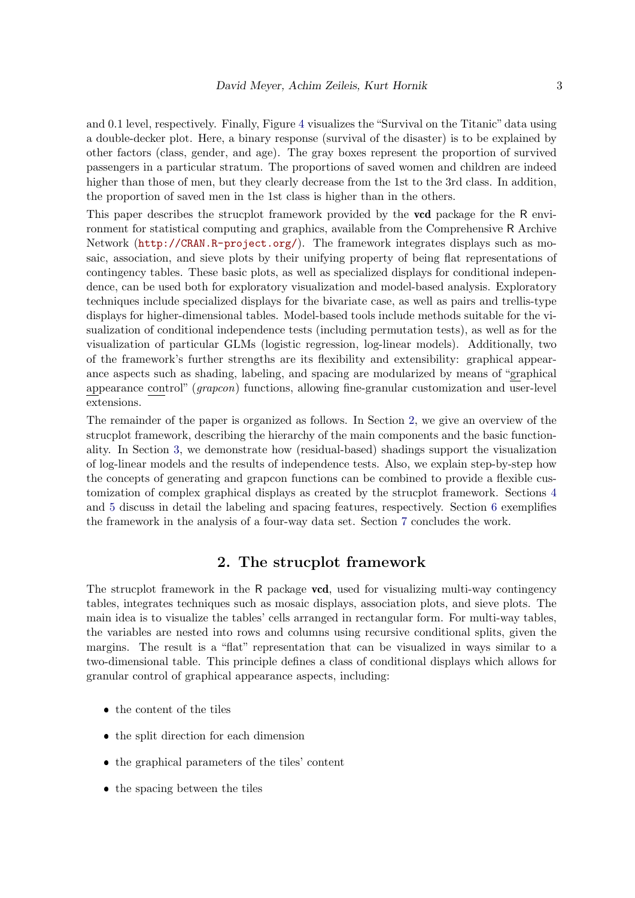and 0.1 level, respectively. Finally, Figure 4 visualizes the "Survival on the Titanic" data using a double-decker plot. Here, a binary response (survival of the disaster) is to be explained by other factors (class, gender, and age). The gray boxes represent the proportion of survived passengers in a particular stratum. The proportions of saved women and children are indeed higher than those of men, but they clearly decrease from the 1st to the 3rd class. In addition, the proportion of saved men in the 1st class is higher than in the others.

This paper describes the strucplot framework provided by the **vcd** package for the R environment for statistical computing and graphics, available from the Comprehensive R Archive Network (http://CRAN.R-project.org/). The framework integrates displays such as mosaic, association, and sieve plots by their unifying property of being flat representations of contingency tables. These basic plots, as well as specialized displays for conditional independence, can be used both for exploratory visualization and model-based analysis. Exploratory techniques include specialized displays for the bivariate case, as well as pairs and trellis-type displays for higher-dimensional tables. Model-based tools include methods suitable for the visualization of conditional independence tests (including permutation tests), as well as for the visualization of particular GLMs (logistic regression, log-linear models). Additionally, two of the framework's further strengths are its flexibility and extensibility: graphical appearance aspects such as shading, labeling, and spacing are modularized by means of "graphical appearance control" (*grapcon*) functions, allowing fine-granular customization and user-level extensions.

The remainder of the paper is organized as follows. In Section 2, we give an overview of the strucplot framework, describing the hierarchy of the main components and the basic functionality. In Section 3, we demonstrate how (residual-based) shadings support the visualization of log-linear models and the results of independence tests. Also, we explain step-by-step how the concepts of generating and grapcon functions can be combined to provide a flexible customization of complex graphical displays as created by the strucplot framework. Sections 4 and 5 discuss in detail the labeling and spacing features, respectively. Section 6 exemplifies the framework in the analysis of a four-way data set. Section 7 concludes the work.

## 2. The strucplot framework

The strucplot framework in the R package **vcd**, used for visualizing multi-way contingency tables, integrates techniques such as mosaic displays, association plots, and sieve plots. The main idea is to visualize the tables' cells arranged in rectangular form. For multi-way tables, the variables are nested into rows and columns using recursive conditional splits, given the margins. The result is a "flat" representation that can be visualized in ways similar to a two-dimensional table. This principle defines a class of conditional displays which allows for granular control of graphical appearance aspects, including:

- the content of the tiles
- the split direction for each dimension
- the graphical parameters of the tiles' content
- the spacing between the tiles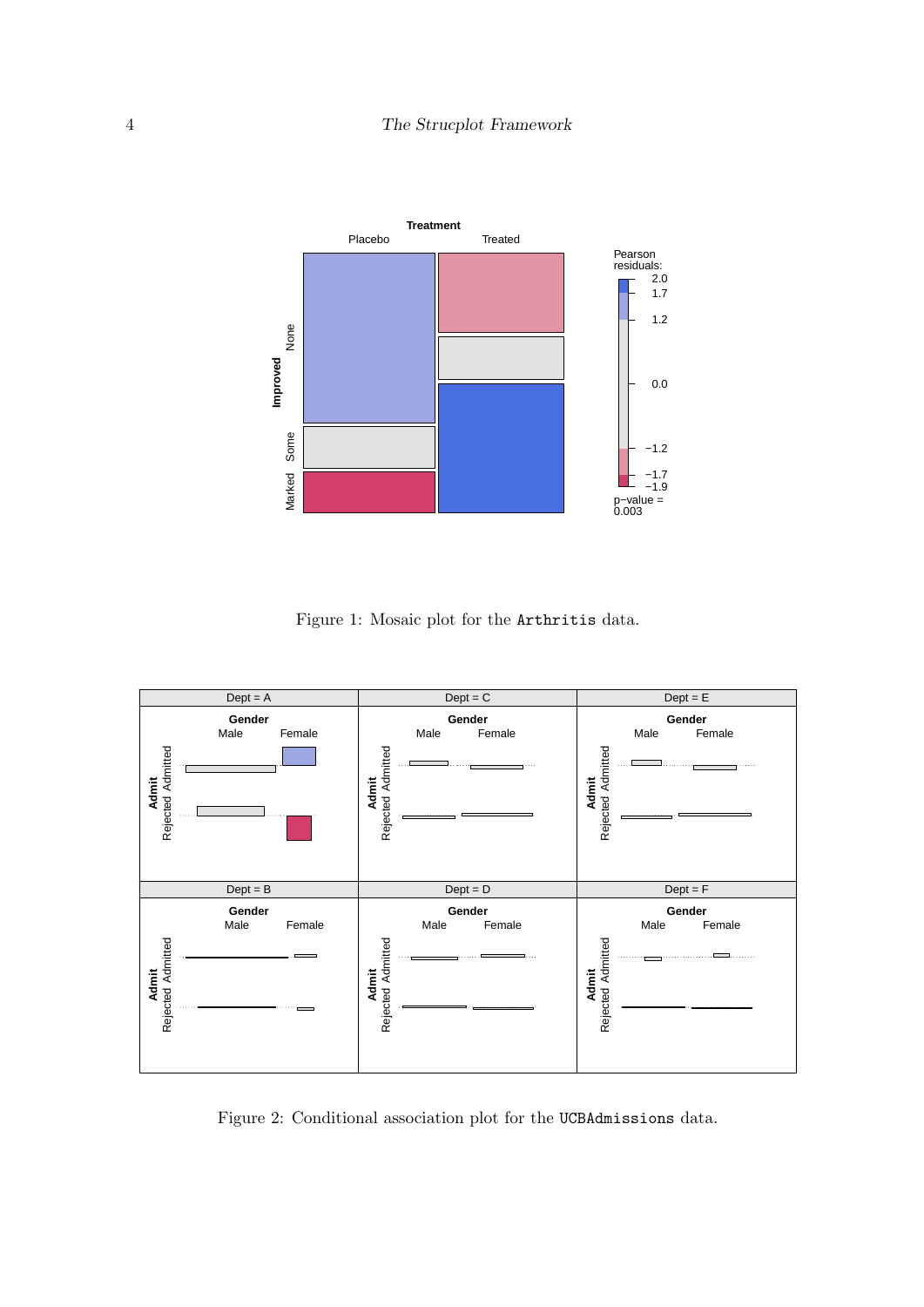Figure 1: Mosaic plot for the Arthritis data.

Figure 2: Conditional association plot for the UCBAdmissions data.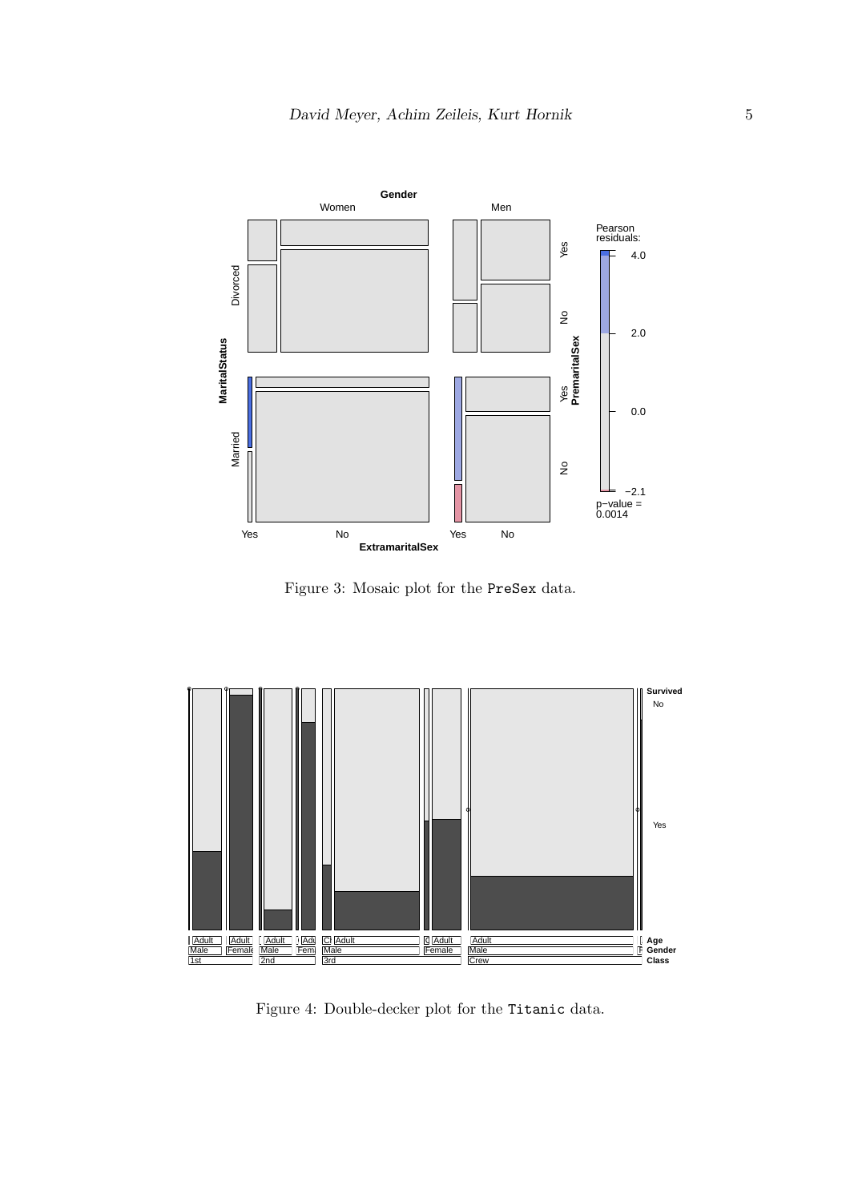Figure 3: Mosaic plot for the PreSex data.

Figure 4: Double-decker plot for the Titanic data.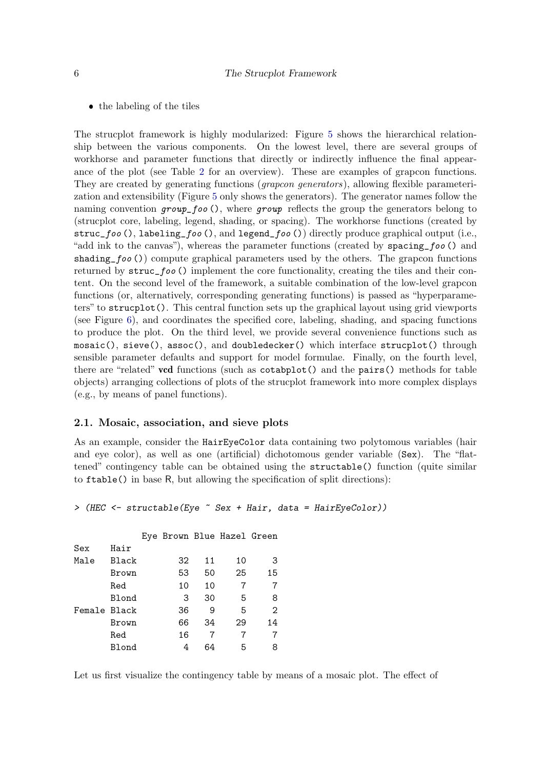- the labeling of the tiles

The strucplot framework is highly modularized: Figure 5 shows the hierarchical relationship between the various components. On the lowest level, there are several groups of workhorse and parameter functions that directly or indirectly influence the final appearance of the plot (see Table 2 for an overview). These are examples of grapcon functions. They are created by generating functions (*grapcon generators*), allowing flexible parameterization and extensibility (Figure 5 only shows the generators). The generator names follow the naming convention `group_foo()`, where `group` reflects the group the generators belong to (strucplot core, labeling, legend, shading, or spacing). The workhorse functions (created by `struc_foo()`, `labeling_foo()`, and `legend_foo()`) directly produce graphical output (i.e., "add ink to the canvas"), whereas the parameter functions (created by `spacing_foo()` and `shading_foo()`) compute graphical parameters used by the others. The grapcon functions returned by `struc_foo()` implement the core functionality, creating the tiles and their content. On the second level of the framework, a suitable combination of the low-level grapcon functions (or, alternatively, corresponding generating functions) is passed as "hyperparameters" to `strucplot()`. This central function sets up the graphical layout using grid viewports (see Figure 6), and coordinates the specified core, labeling, shading, and spacing functions to produce the plot. On the third level, we provide several convenience functions such as `mosaic()`, `sieve()`, `assoc()`, and `doubledecker()` which interface `strucplot()` through sensible parameter defaults and support for model formulae. Finally, on the fourth level, there are "related" **vcd** functions (such as `cotabplot()` and the `pairs()` methods for table objects) arranging collections of plots of the strucplot framework into more complex displays (e.g., by means of panel functions).

## 2.1. Mosaic, association, and sieve plots

As an example, consider the `HairEyeColor` data containing two polytomous variables (hair and eye color), as well as one (artificial) dichotomous gender variable (`Sex`). The "flattened" contingency table can be obtained using the `structable()` function (quite similar to `ftable()` in base R, but allowing the specification of split directions):

```
> (HEC <- structable(Eye ~ Sex + Hair, data = HairEyeColor))

             Eye Brown Blue Hazel Green
Sex    Hair
Male   Black        32   11    10     3
       Brown        53   50    25    15
       Red          10   10     7     7
       Blond         3   30     5     8
Female Black        36    9     5     2
       Brown        66   34    29    14
       Red          16    7     7     7
       Blond         4   64     5     8
```

Let us first visualize the contingency table by means of a mosaic plot. The effect of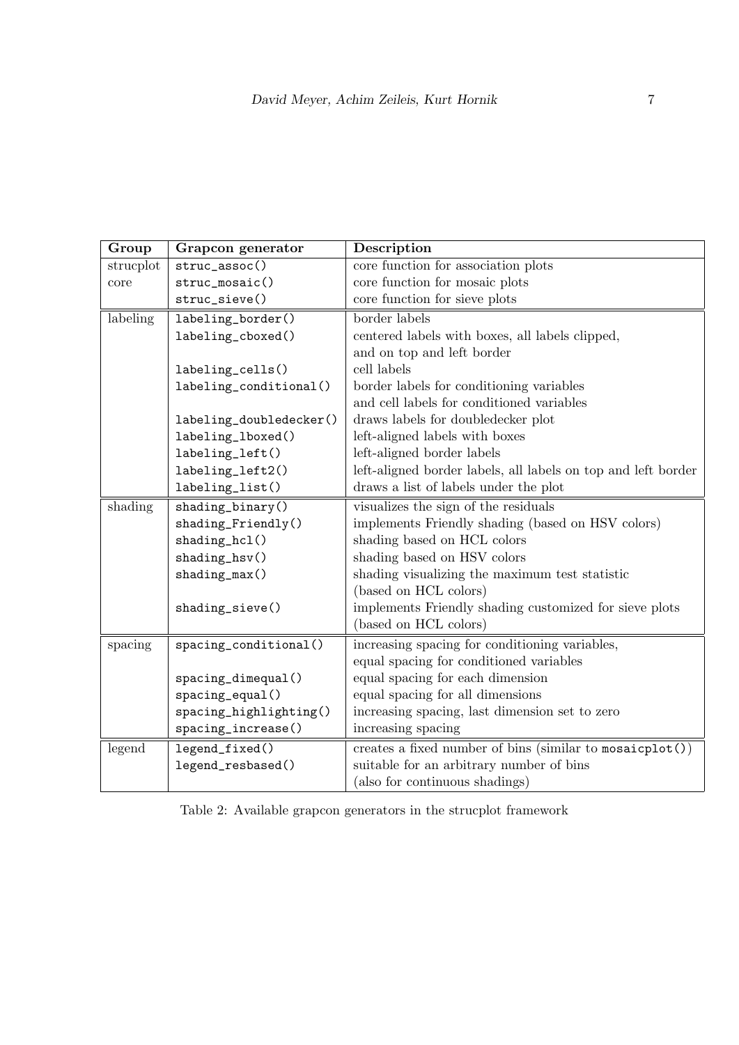| Group | Grapcon generator | Description |
|---|---|---|
| strucplot core | `struc_assoc()` | core function for association plots |
| | `struc_mosaic()` | core function for mosaic plots |
| | `struc_sieve()` | core function for sieve plots |
| labeling | `labeling_border()` | border labels |
| | `labeling_cboxed()` | centered labels with boxes, all labels clipped, and on top and left border |
| | `labeling_cells()` | cell labels |
| | `labeling_conditional()` | border labels for conditioning variables and cell labels for conditioned variables |
| | `labeling_doubledecker()` | draws labels for doubledecker plot |
| | `labeling_lboxed()` | left-aligned labels with boxes |
| | `labeling_left()` | left-aligned border labels |
| | `labeling_left2()` | left-aligned border labels, all labels on top and left border |
| | `labeling_list()` | draws a list of labels under the plot |
| shading | `shading_binary()` | visualizes the sign of the residuals |
| | `shading_Friendly()` | implements Friendly shading (based on HSV colors) |
| | `shading_hcl()` | shading based on HCL colors |
| | `shading_hsv()` | shading based on HSV colors |
| | `shading_max()` | shading visualizing the maximum test statistic (based on HCL colors) |
| | `shading_sieve()` | implements Friendly shading customized for sieve plots (based on HCL colors) |
| spacing | `spacing_conditional()` | increasing spacing for conditioning variables, equal spacing for conditioned variables |
| | `spacing_dimequal()` | equal spacing for each dimension |
| | `spacing_equal()` | equal spacing for all dimensions |
| | `spacing_highlighting()` | increasing spacing, last dimension set to zero |
| | `spacing_increase()` | increasing spacing |
| legend | `legend_fixed()` | creates a fixed number of bins (similar to `mosaicplot()`) |
| | `legend_resbased()` | suitable for an arbitrary number of bins (also for continuous shadings) |

Table 2: Available grapcon generators in the strucplot framework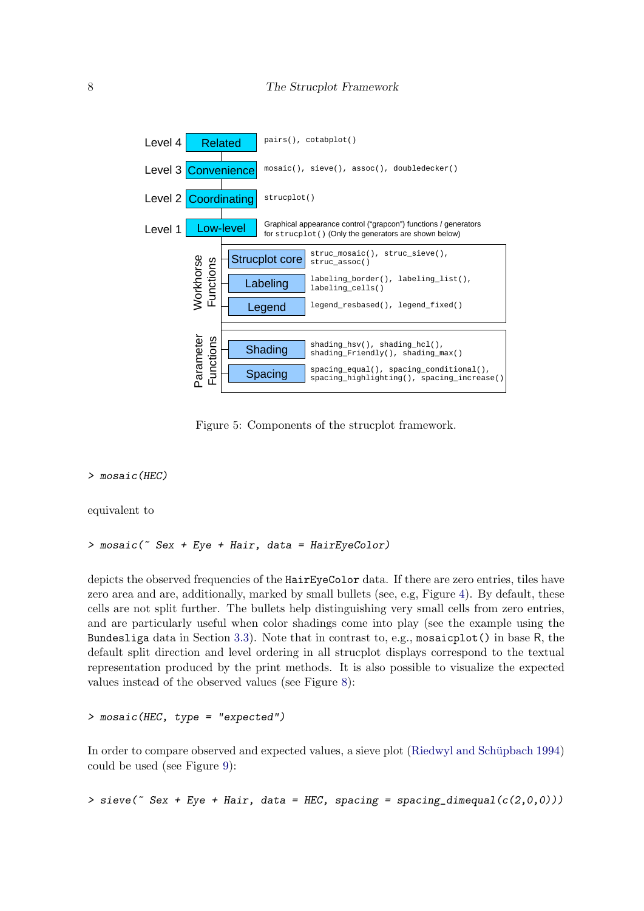| Level | Component | Functions |
| --- | --- | --- |
| Level 4 | Related | `pairs()`, `cotabplot()` |
| Level 3 | Convenience | `mosaic()`, `sieve()`, `assoc()`, `doubledecker()` |
| Level 2 | Coordinating | `strucplot()` |
| Level 1 | Low-level | Graphical appearance control (“grapcon”) functions / generators for `strucplot()` (Only the generators are shown below) |

| Group | Component | Functions |
| --- | --- | --- |
| Workhorse Functions | Strucplot core | `struc_mosaic()`, `struc_sieve()`, `struc_assoc()` |
| | Labeling | `labeling_border()`, `labeling_list()`, `labeling_cells()` |
| | Legend | `legend_resbased()`, `legend_fixed()` |
| Parameter Functions | Shading | `shading_hsv()`, `shading_hcl()`, `shading_Friendly()`, `shading_max()` |
| | Spacing | `spacing_equal()`, `spacing_conditional()`, `spacing_highlighting()`, `spacing_increase()` |

Figure 5: Components of the strucplot framework.

```
> mosaic(HEC)
```

equivalent to

```
> mosaic(~ Sex + Eye + Hair, data = HairEyeColor)
```

depicts the observed frequencies of the `HairEyeColor` data. If there are zero entries, tiles have zero area and are, additionally, marked by small bullets (see, e.g, Figure 4). By default, these cells are not split further. The bullets help distinguishing very small cells from zero entries, and are particularly useful when color shadings come into play (see the example using the `Bundesliga` data in Section 3.3). Note that in contrast to, e.g., `mosaicplot()` in base R, the default split direction and level ordering in all strucplot displays correspond to the textual representation produced by the print methods. It is also possible to visualize the expected values instead of the observed values (see Figure 8):

```
> mosaic(HEC, type = "expected")
```

In order to compare observed and expected values, a sieve plot (Riedwyl and Schüpbach 1994) could be used (see Figure 9):

```
> sieve(~ Sex + Eye + Hair, data = HEC, spacing = spacing_dimequal(c(2,0,0)))
```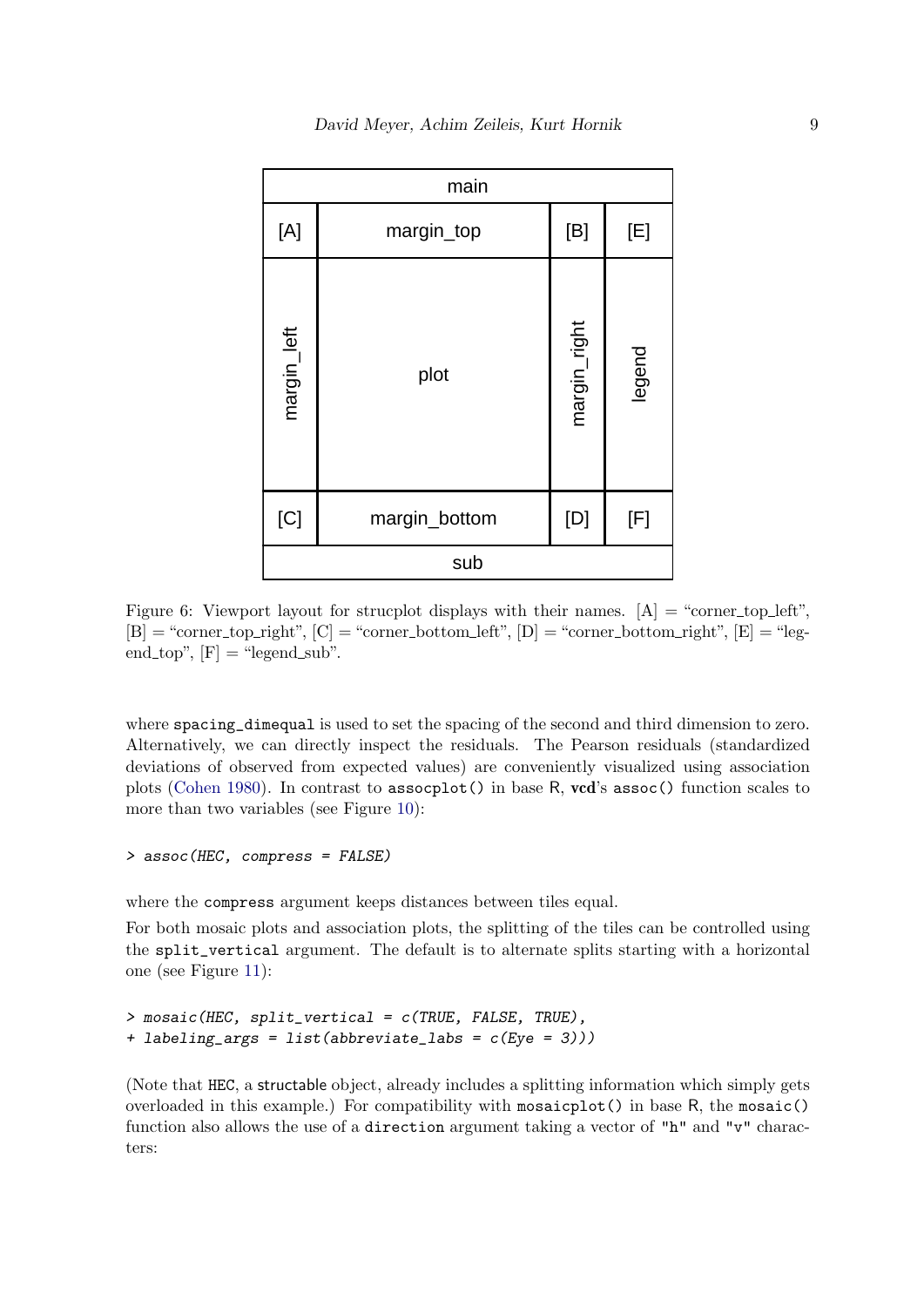| main | | | |
|---|---|---|---|
| [A] | margin_top | [B] | [E] |
| margin_left | plot | margin_right | legend |
| [C] | margin_bottom | [D] | [F] |
| sub | | | |

Figure 6: Viewport layout for strucplot displays with their names. [A] = "corner_top_left", [B] = "corner_top_right", [C] = "corner_bottom_left", [D] = "corner_bottom_right", [E] = "legend_top", [F] = "legend_sub".

where `spacing_dimequal` is used to set the spacing of the second and third dimension to zero. Alternatively, we can directly inspect the residuals. The Pearson residuals (standardized deviations of observed from expected values) are conveniently visualized using association plots (Cohen 1980). In contrast to `assocplot()` in base R, **vcd**'s `assoc()` function scales to more than two variables (see Figure 10):

```
> assoc(HEC, compress = FALSE)
```

where the `compress` argument keeps distances between tiles equal.

For both mosaic plots and association plots, the splitting of the tiles can be controlled using the `split_vertical` argument. The default is to alternate splits starting with a horizontal one (see Figure 11):

```
> mosaic(HEC, split_vertical = c(TRUE, FALSE, TRUE),
+ labeling_args = list(abbreviate_labs = c(Eye = 3)))
```

(Note that HEC, a structable object, already includes a splitting information which simply gets overloaded in this example.) For compatibility with `mosaicplot()` in base R, the `mosaic()` function also allows the use of a `direction` argument taking a vector of `"h"` and `"v"` characters: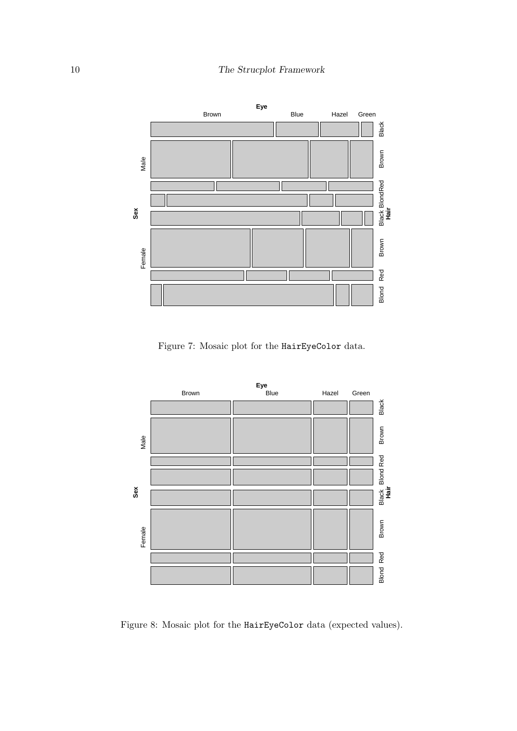Figure 7: Mosaic plot for the HairEyeColor data.

Figure 8: Mosaic plot for the HairEyeColor data (expected values).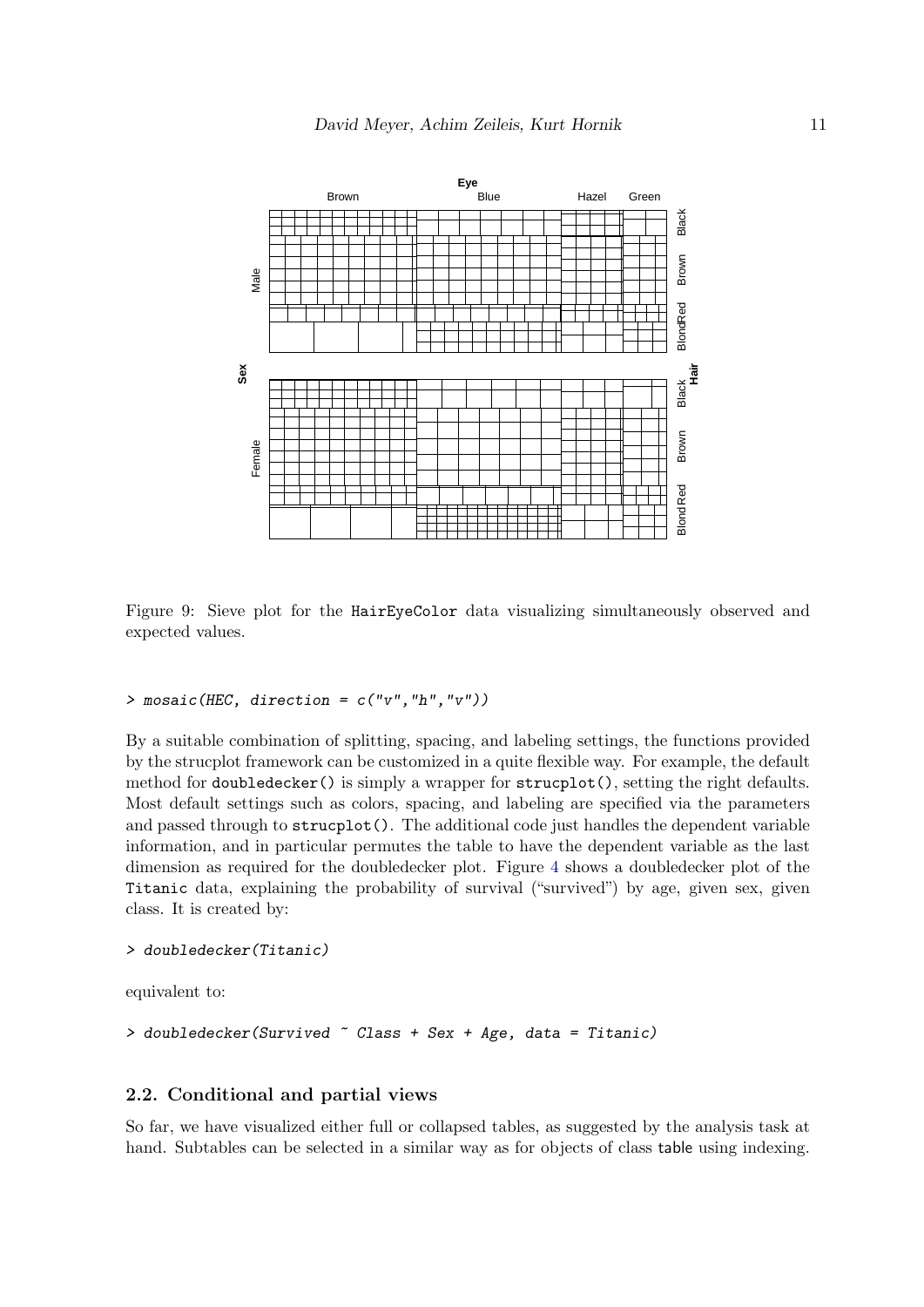Figure 9: Sieve plot for the HairEyeColor data visualizing simultaneously observed and expected values.

```
> mosaic(HEC, direction = c("v","h","v"))
```

By a suitable combination of splitting, spacing, and labeling settings, the functions provided by the strucplot framework can be customized in a quite flexible way. For example, the default method for `doubledecker()` is simply a wrapper for `strucplot()`, setting the right defaults. Most default settings such as colors, spacing, and labeling are specified via the parameters and passed through to `strucplot()`. The additional code just handles the dependent variable information, and in particular permutes the table to have the dependent variable as the last dimension as required for the doubledecker plot. Figure 4 shows a doubledecker plot of the Titanic data, explaining the probability of survival ("survived") by age, given sex, given class. It is created by:

```
> doubledecker(Titanic)
```

equivalent to:

```
> doubledecker(Survived ~ Class + Sex + Age, data = Titanic)
```

### 2.2. Conditional and partial views

So far, we have visualized either full or collapsed tables, as suggested by the analysis task at hand. Subtables can be selected in a similar way as for objects of class table using indexing.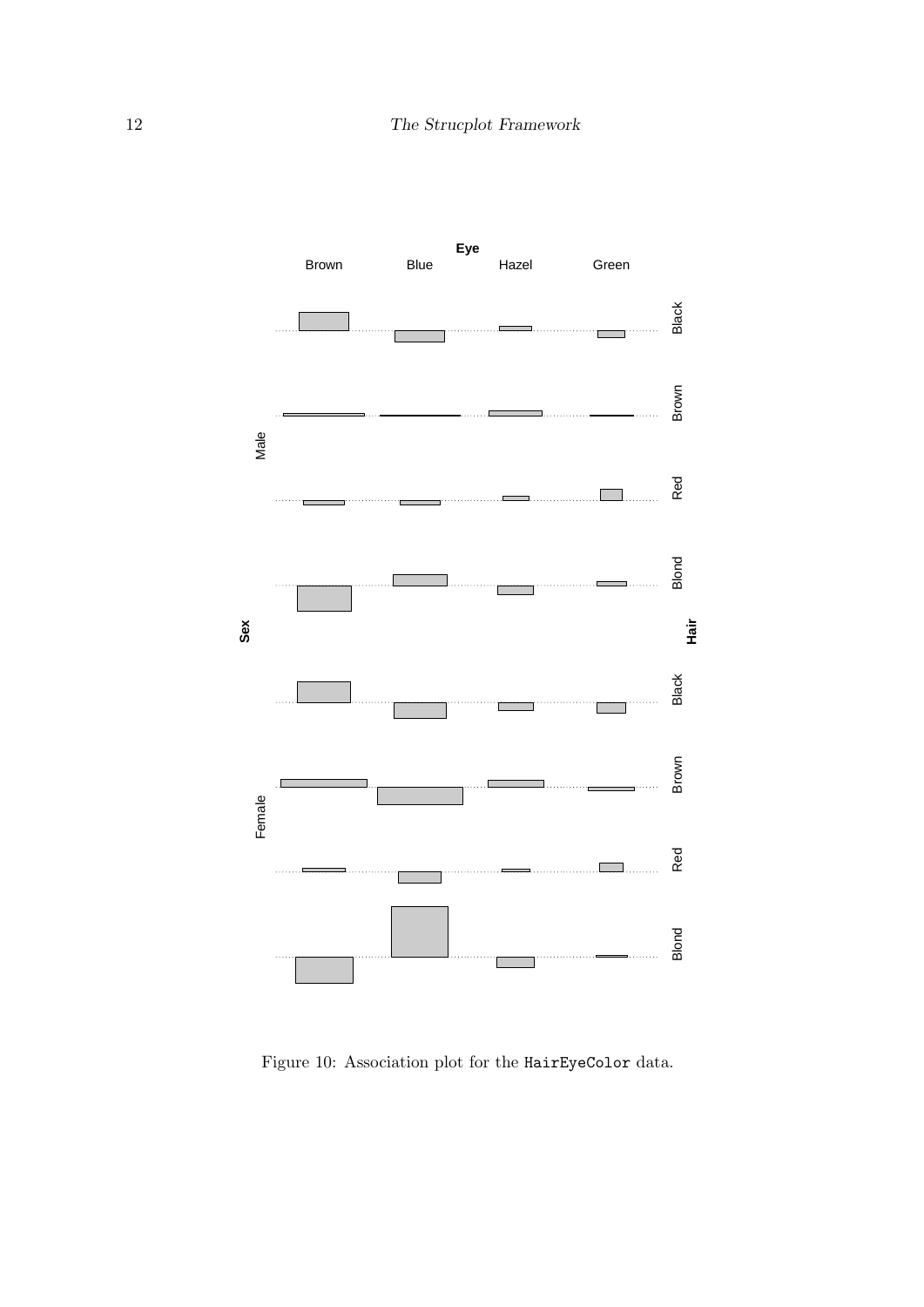Figure 10: Association plot for the HairEyeColor data.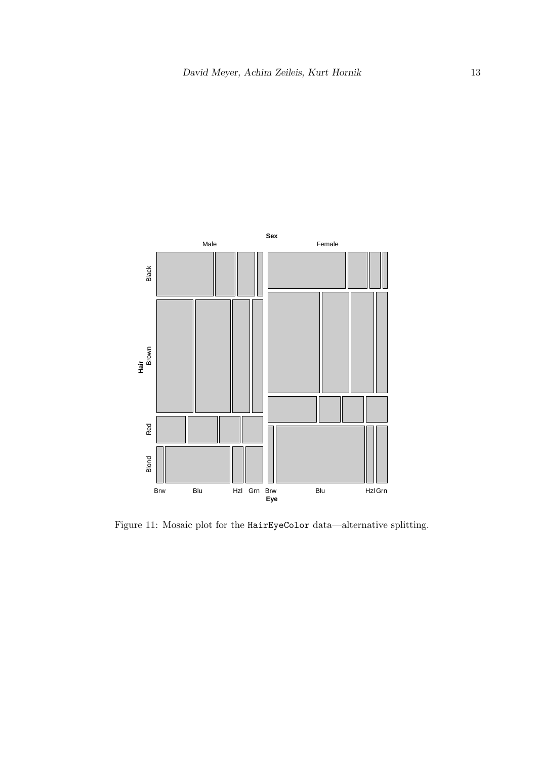Figure 11: Mosaic plot for the `HairEyeColor` data—alternative splitting.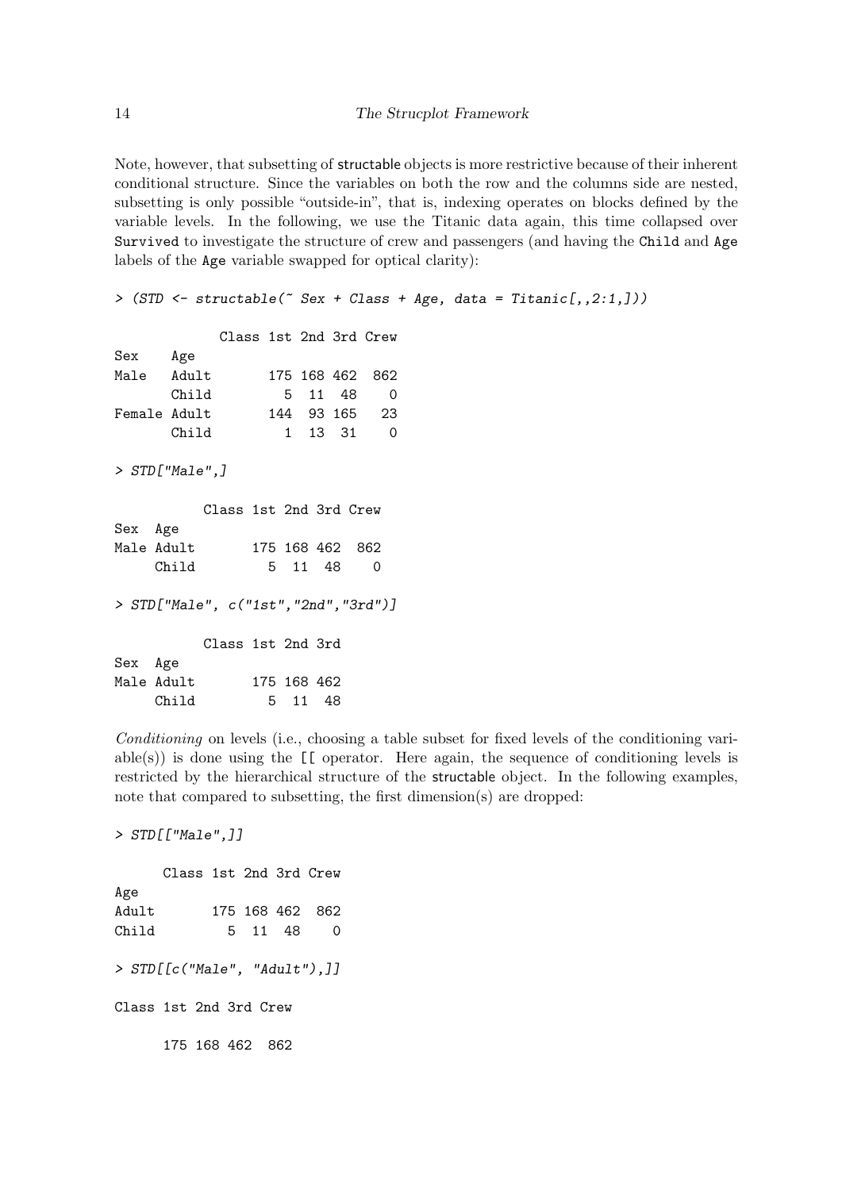Note, however, that subsetting of structable objects is more restrictive because of their inherent conditional structure. Since the variables on both the row and the columns side are nested, subsetting is only possible "outside-in", that is, indexing operates on blocks defined by the variable levels. In the following, we use the Titanic data again, this time collapsed over `Survived` to investigate the structure of crew and passengers (and having the `Child` and `Age` labels of the `Age` variable swapped for optical clarity):

```
> (STD <- structable(~ Sex + Class + Age, data = Titanic[,,2:1,]))

             Class 1st 2nd 3rd Crew
Sex    Age
Male   Adult       175 168 462  862
       Child         5  11  48    0
Female Adult       144  93 165   23
       Child         1  13  31    0

> STD["Male",]

           Class 1st 2nd 3rd Crew
Sex  Age
Male Adult       175 168 462  862
     Child         5  11  48    0

> STD["Male", c("1st","2nd","3rd")]

           Class 1st 2nd 3rd
Sex  Age
Male Adult       175 168 462
     Child         5  11  48
```

*Conditioning* on levels (i.e., choosing a table subset for fixed levels of the conditioning variable(s)) is done using the `[[` operator. Here again, the sequence of conditioning levels is restricted by the hierarchical structure of the structable object. In the following examples, note that compared to subsetting, the first dimension(s) are dropped:

```
> STD[["Male",]]

      Class 1st 2nd 3rd Crew
Age
Adult       175 168 462  862
Child         5  11  48    0

> STD[[c("Male", "Adult"),]]

Class 1st 2nd 3rd Crew

      175 168 462  862
```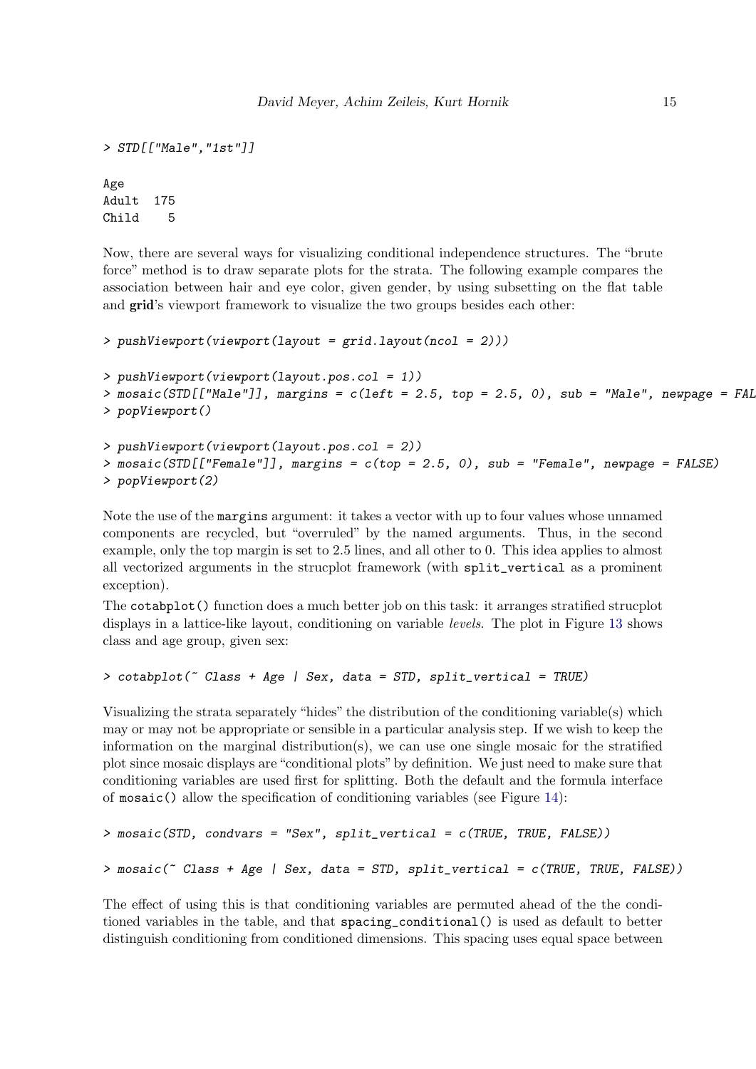```
> STD[["Male","1st"]]

Age
Adult  175
Child    5
```

Now, there are several ways for visualizing conditional independence structures. The "brute force" method is to draw separate plots for the strata. The following example compares the association between hair and eye color, given gender, by using subsetting on the flat table and **grid**'s viewport framework to visualize the two groups besides each other:

```
> pushViewport(viewport(layout = grid.layout(ncol = 2)))

> pushViewport(viewport(layout.pos.col = 1))
> mosaic(STD[["Male"]], margins = c(left = 2.5, top = 2.5, 0), sub = "Male", newpage = FAL
> popViewport()

> pushViewport(viewport(layout.pos.col = 2))
> mosaic(STD[["Female"]], margins = c(top = 2.5, 0), sub = "Female", newpage = FALSE)
> popViewport(2)
```

Note the use of the `margins` argument: it takes a vector with up to four values whose unnamed components are recycled, but "overruled" by the named arguments. Thus, in the second example, only the top margin is set to 2.5 lines, and all other to 0. This idea applies to almost all vectorized arguments in the strucplot framework (with `split_vertical` as a prominent exception).

The `cotabplot()` function does a much better job on this task: it arranges stratified strucplot displays in a lattice-like layout, conditioning on variable *levels*. The plot in Figure 13 shows class and age group, given sex:

```
> cotabplot(~ Class + Age | Sex, data = STD, split_vertical = TRUE)
```

Visualizing the strata separately "hides" the distribution of the conditioning variable(s) which may or may not be appropriate or sensible in a particular analysis step. If we wish to keep the information on the marginal distribution(s), we can use one single mosaic for the stratified plot since mosaic displays are "conditional plots" by definition. We just need to make sure that conditioning variables are used first for splitting. Both the default and the formula interface of `mosaic()` allow the specification of conditioning variables (see Figure 14):

```
> mosaic(STD, condvars = "Sex", split_vertical = c(TRUE, TRUE, FALSE))

> mosaic(~ Class + Age | Sex, data = STD, split_vertical = c(TRUE, TRUE, FALSE))
```

The effect of using this is that conditioning variables are permuted ahead of the the conditioned variables in the table, and that `spacing_conditional()` is used as default to better distinguish conditioning from conditioned dimensions. This spacing uses equal space between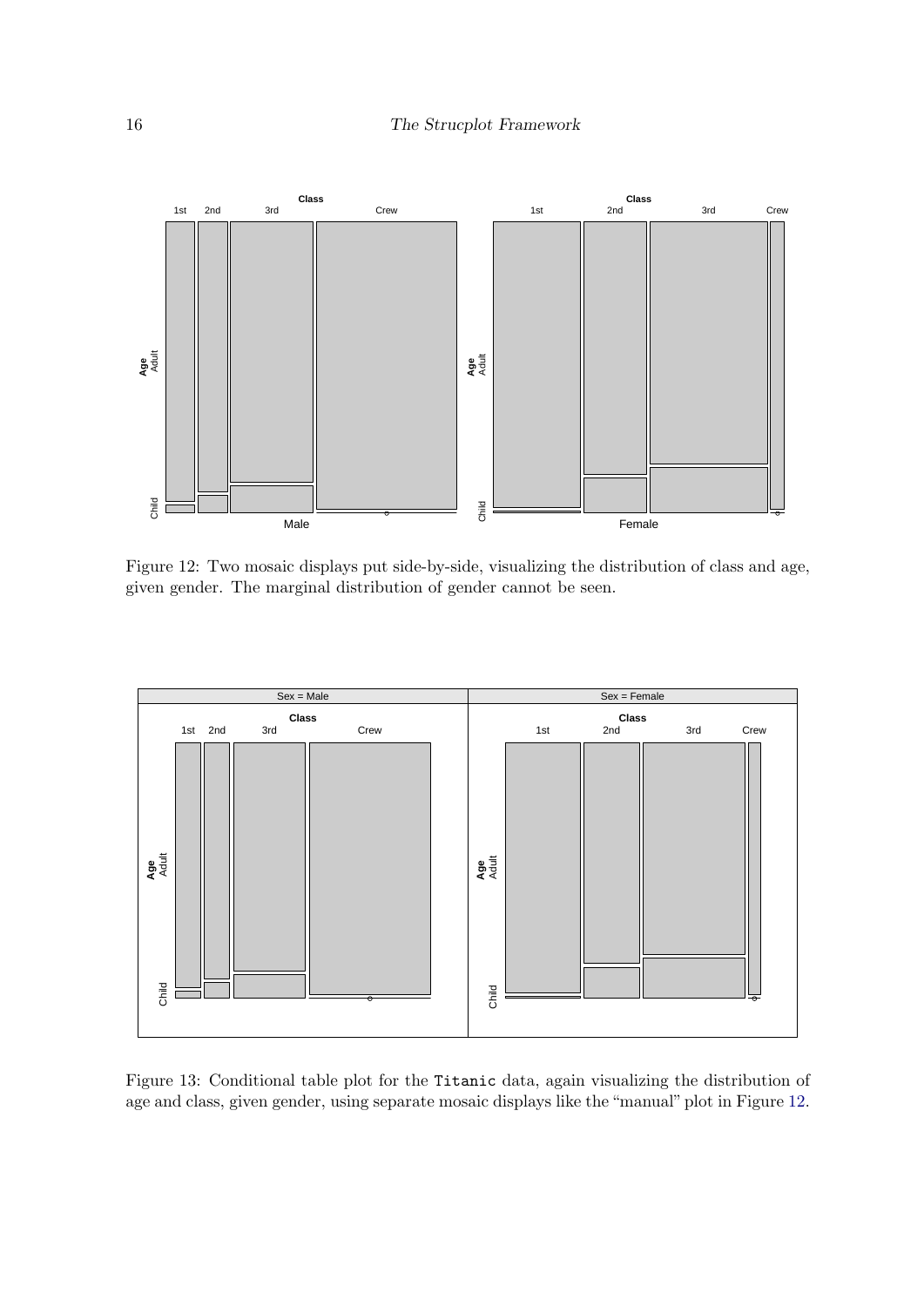Figure 12: Two mosaic displays put side-by-side, visualizing the distribution of class and age, given gender. The marginal distribution of gender cannot be seen.

Figure 13: Conditional table plot for the `Titanic` data, again visualizing the distribution of age and class, given gender, using separate mosaic displays like the "manual" plot in Figure 12.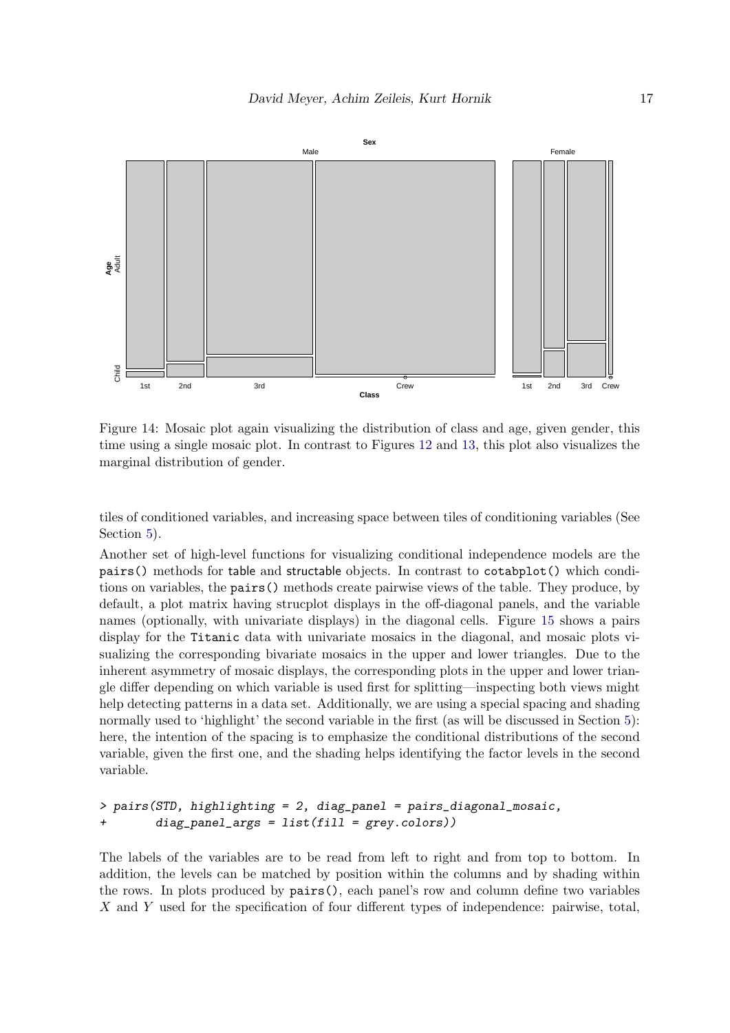Figure 14: Mosaic plot again visualizing the distribution of class and age, given gender, this time using a single mosaic plot. In contrast to Figures 12 and 13, this plot also visualizes the marginal distribution of gender.

tiles of conditioned variables, and increasing space between tiles of conditioning variables (See Section 5).

Another set of high-level functions for visualizing conditional independence models are the `pairs()` methods for table and structable objects. In contrast to `cotabplot()` which conditions on variables, the `pairs()` methods create pairwise views of the table. They produce, by default, a plot matrix having strucplot displays in the off-diagonal panels, and the variable names (optionally, with univariate displays) in the diagonal cells. Figure 15 shows a pairs display for the `Titanic` data with univariate mosaics in the diagonal, and mosaic plots visualizing the corresponding bivariate mosaics in the upper and lower triangles. Due to the inherent asymmetry of mosaic displays, the corresponding plots in the upper and lower triangle differ depending on which variable is used first for splitting—inspecting both views might help detecting patterns in a data set. Additionally, we are using a special spacing and shading normally used to 'highlight' the second variable in the first (as will be discussed in Section 5): here, the intention of the spacing is to emphasize the conditional distributions of the second variable, given the first one, and the shading helps identifying the factor levels in the second variable.

```
> pairs(STD, highlighting = 2, diag_panel = pairs_diagonal_mosaic,
+       diag_panel_args = list(fill = grey.colors))
```

The labels of the variables are to be read from left to right and from top to bottom. In addition, the levels can be matched by position within the columns and by shading within the rows. In plots produced by `pairs()`, each panel's row and column define two variables $X$ and $Y$ used for the specification of four different types of independence: pairwise, total,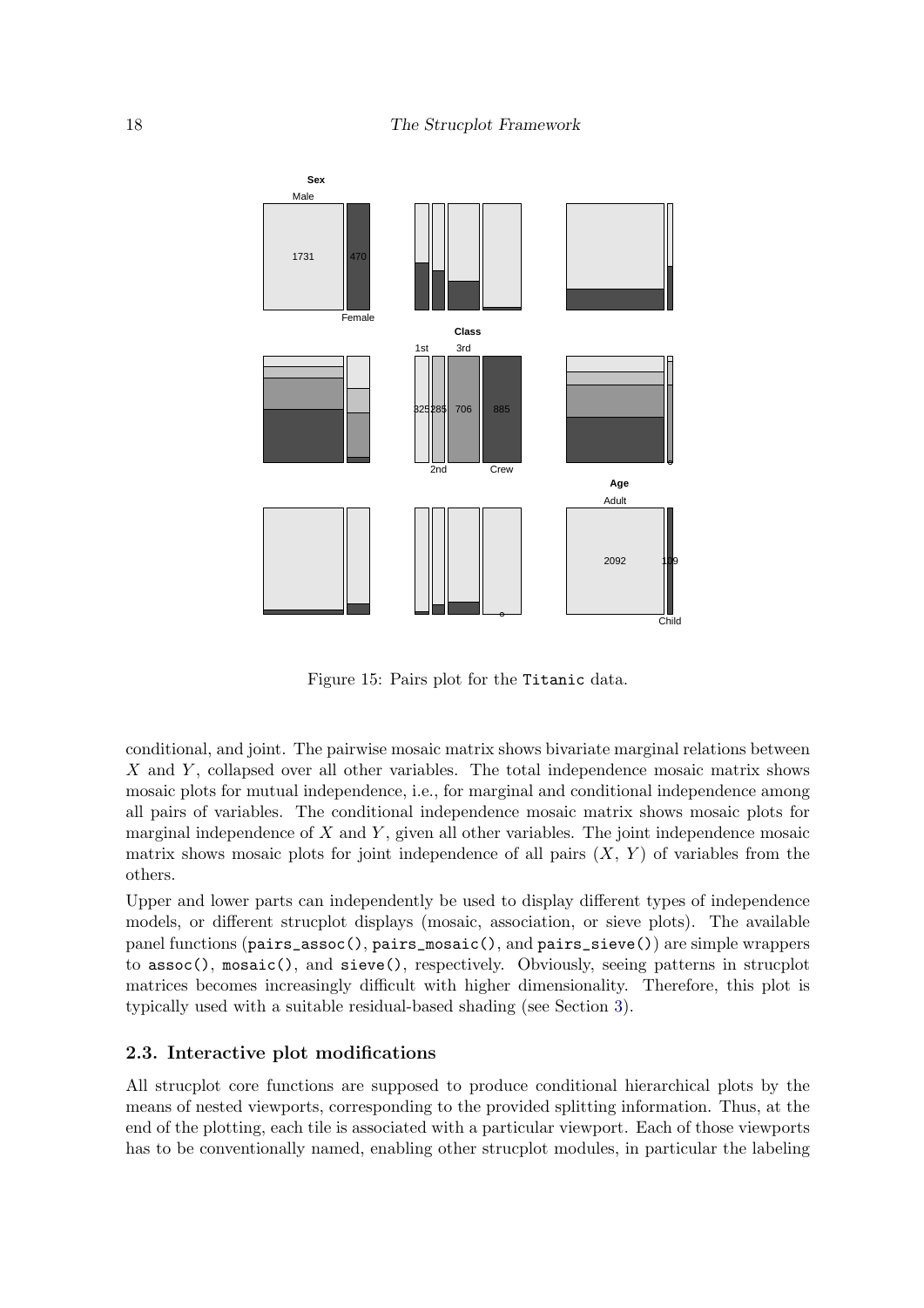Figure 15: Pairs plot for the Titanic data.

conditional, and joint. The pairwise mosaic matrix shows bivariate marginal relations between $X$ and $Y$, collapsed over all other variables. The total independence mosaic matrix shows mosaic plots for mutual independence, i.e., for marginal and conditional independence among all pairs of variables. The conditional independence mosaic matrix shows mosaic plots for marginal independence of $X$ and $Y$, given all other variables. The joint independence mosaic matrix shows mosaic plots for joint independence of all pairs $(X, Y)$ of variables from the others.

Upper and lower parts can independently be used to display different types of independence models, or different strucplot displays (mosaic, association, or sieve plots). The available panel functions (`pairs_assoc()`, `pairs_mosaic()`, and `pairs_sieve()`) are simple wrappers to `assoc()`, `mosaic()`, and `sieve()`, respectively. Obviously, seeing patterns in strucplot matrices becomes increasingly difficult with higher dimensionality. Therefore, this plot is typically used with a suitable residual-based shading (see Section 3).

## 2.3. Interactive plot modifications

All strucplot core functions are supposed to produce conditional hierarchical plots by the means of nested viewports, corresponding to the provided splitting information. Thus, at the end of the plotting, each tile is associated with a particular viewport. Each of those viewports has to be conventionally named, enabling other strucplot modules, in particular the labeling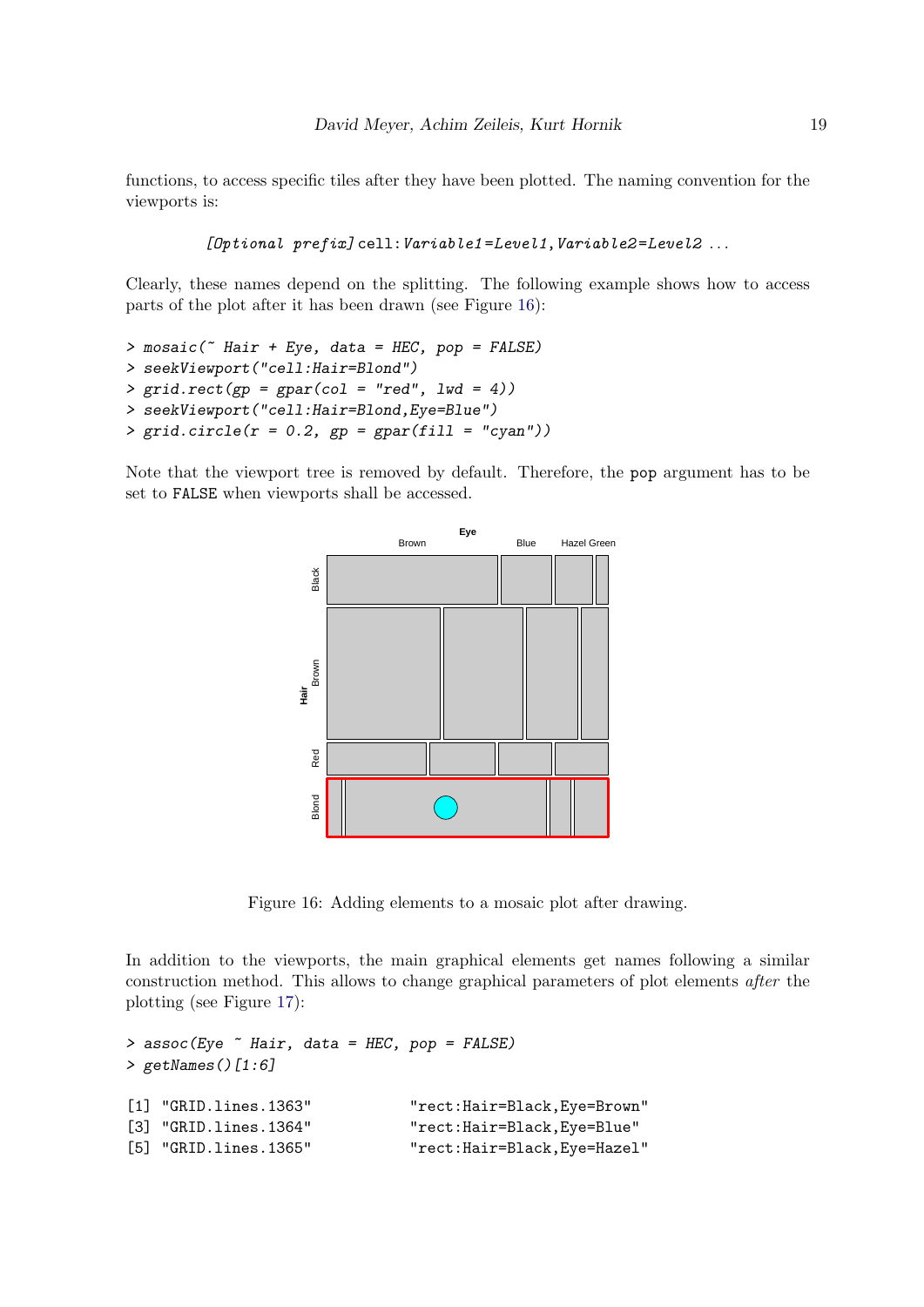functions, to access specific tiles after they have been plotted. The naming convention for the viewports is:

*[Optional prefix]* `cell:`*Variable1*`=`*Level1*`,`*Variable2*`=`*Level2* ...

Clearly, these names depend on the splitting. The following example shows how to access parts of the plot after it has been drawn (see Figure 16):

```
> mosaic(~ Hair + Eye, data = HEC, pop = FALSE)
> seekViewport("cell:Hair=Blond")
> grid.rect(gp = gpar(col = "red", lwd = 4))
> seekViewport("cell:Hair=Blond,Eye=Blue")
> grid.circle(r = 0.2, gp = gpar(fill = "cyan"))
```

Note that the viewport tree is removed by default. Therefore, the `pop` argument has to be set to `FALSE` when viewports shall be accessed.

Figure 16: Adding elements to a mosaic plot after drawing.

In addition to the viewports, the main graphical elements get names following a similar construction method. This allows to change graphical parameters of plot elements *after* the plotting (see Figure 17):

```
> assoc(Eye ~ Hair, data = HEC, pop = FALSE)
> getNames()[1:6]

[1] "GRID.lines.1363"          "rect:Hair=Black,Eye=Brown"
[3] "GRID.lines.1364"          "rect:Hair=Black,Eye=Blue"
[5] "GRID.lines.1365"          "rect:Hair=Black,Eye=Hazel"
```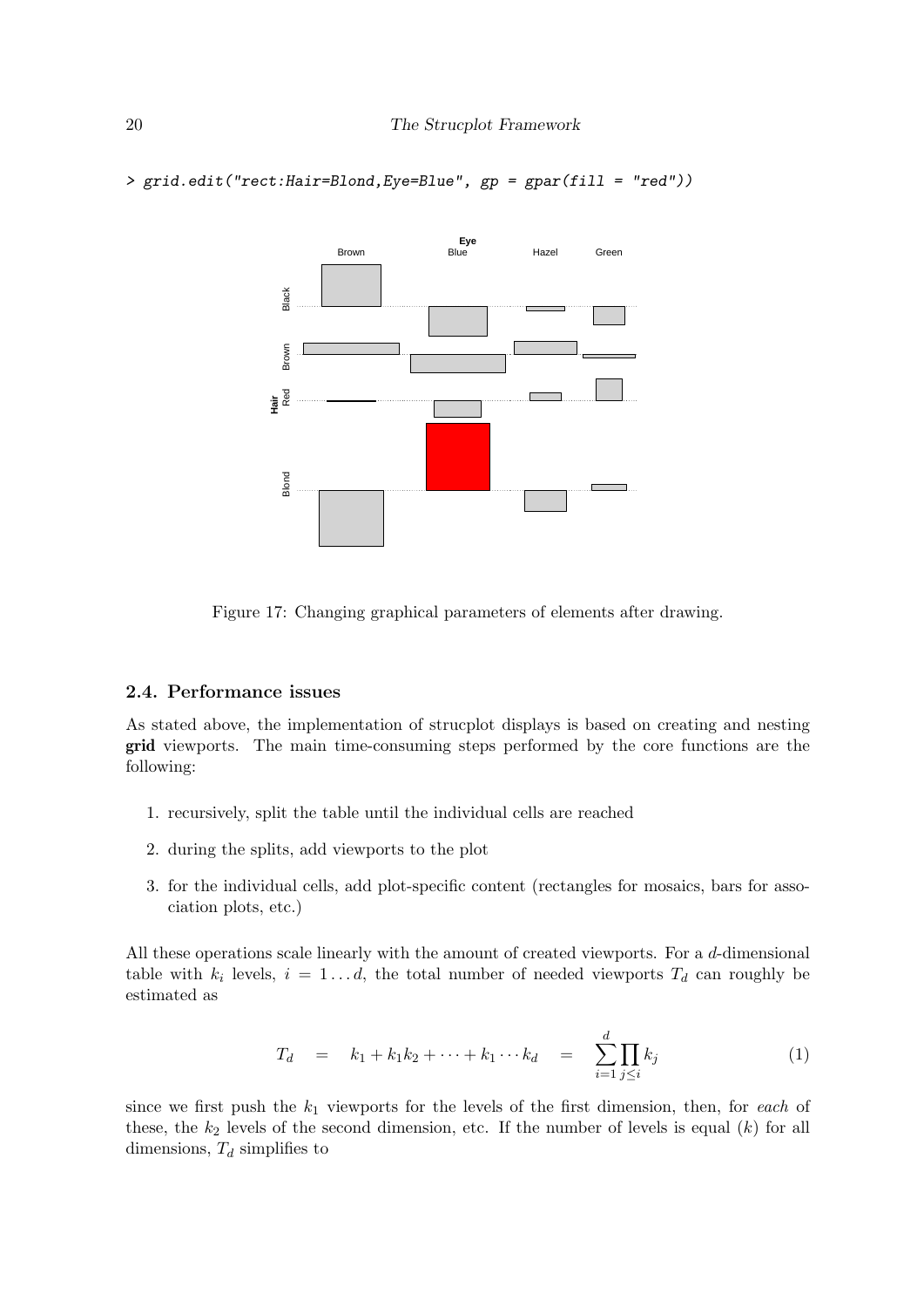```
> grid.edit("rect:Hair=Blond,Eye=Blue", gp = gpar(fill = "red"))
```

Figure 17: Changing graphical parameters of elements after drawing.

### 2.4. Performance issues

As stated above, the implementation of strucplot displays is based on creating and nesting **grid** viewports. The main time-consuming steps performed by the core functions are the following:

1. recursively, split the table until the individual cells are reached
2. during the splits, add viewports to the plot
3. for the individual cells, add plot-specific content (rectangles for mosaics, bars for association plots, etc.)

All these operations scale linearly with the amount of created viewports. For a $d$-dimensional table with $k_i$ levels, $i = 1 \dots d$, the total number of needed viewports $T_d$ can roughly be estimated as

$$T_d = k_1 + k_1 k_2 + \cdots + k_1 \cdots k_d = \sum_{i=1}^{d} \prod_{j \le i} k_j \qquad (1)$$

since we first push the $k_1$ viewports for the levels of the first dimension, then, for *each* of these, the $k_2$ levels of the second dimension, etc. If the number of levels is equal ($k$) for all dimensions, $T_d$ simplifies to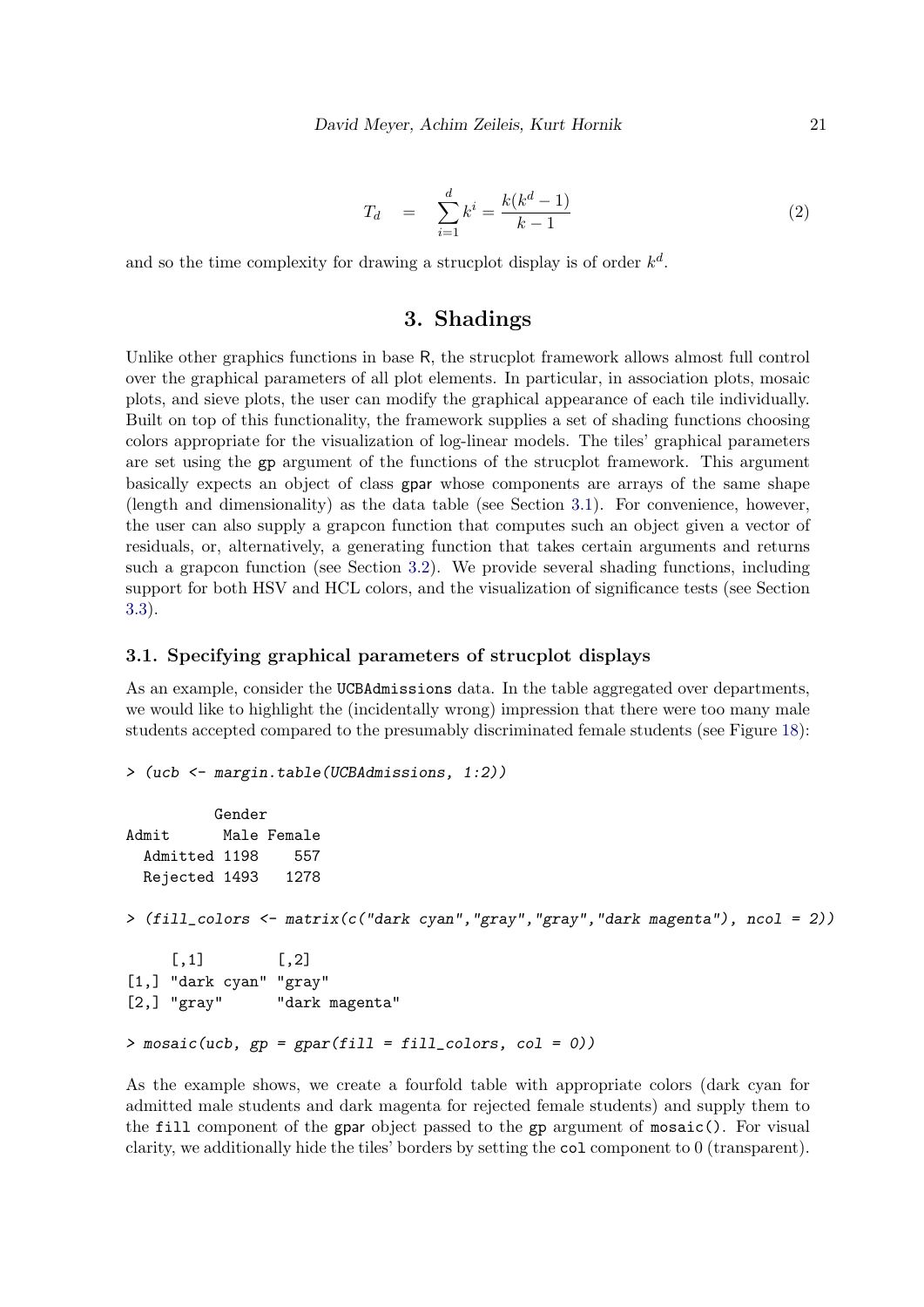$$T_d \quad = \quad \sum_{i=1}^{d} k^i = \frac{k(k^d - 1)}{k - 1} \tag{2}$$

and so the time complexity for drawing a strucplot display is of order $k^d$.

## 3. Shadings

Unlike other graphics functions in base R, the strucplot framework allows almost full control over the graphical parameters of all plot elements. In particular, in association plots, mosaic plots, and sieve plots, the user can modify the graphical appearance of each tile individually. Built on top of this functionality, the framework supplies a set of shading functions choosing colors appropriate for the visualization of log-linear models. The tiles' graphical parameters are set using the `gp` argument of the functions of the strucplot framework. This argument basically expects an object of class `gpar` whose components are arrays of the same shape (length and dimensionality) as the data table (see Section 3.1). For convenience, however, the user can also supply a grapcon function that computes such an object given a vector of residuals, or, alternatively, a generating function that takes certain arguments and returns such a grapcon function (see Section 3.2). We provide several shading functions, including support for both HSV and HCL colors, and the visualization of significance tests (see Section 3.3).

### 3.1. Specifying graphical parameters of strucplot displays

As an example, consider the `UCBAdmissions` data. In the table aggregated over departments, we would like to highlight the (incidentally wrong) impression that there were too many male students accepted compared to the presumably discriminated female students (see Figure 18):

```
> (ucb <- margin.table(UCBAdmissions, 1:2))

          Gender
Admit      Male Female
  Admitted 1198    557
  Rejected 1493   1278

> (fill_colors <- matrix(c("dark cyan","gray","gray","dark magenta"), ncol = 2))

     [,1]        [,2]
[1,] "dark cyan" "gray"
[2,] "gray"      "dark magenta"

> mosaic(ucb, gp = gpar(fill = fill_colors, col = 0))
```

As the example shows, we create a fourfold table with appropriate colors (dark cyan for admitted male students and dark magenta for rejected female students) and supply them to the `fill` component of the `gpar` object passed to the `gp` argument of `mosaic()`. For visual clarity, we additionally hide the tiles' borders by setting the `col` component to 0 (transparent).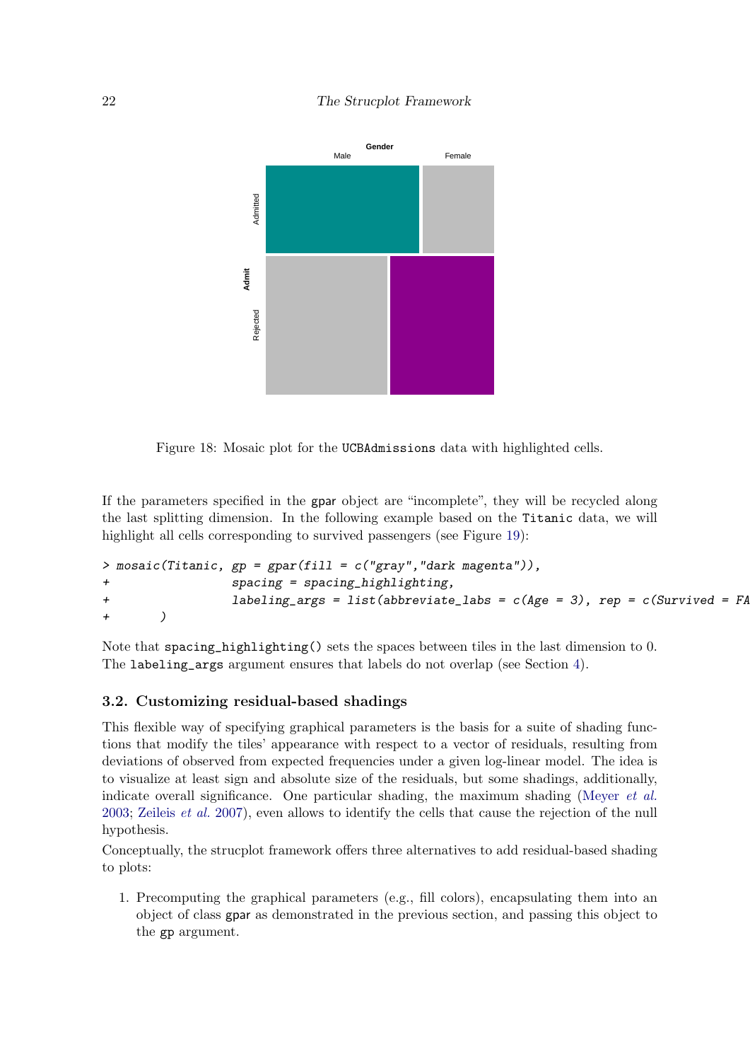Figure 18: Mosaic plot for the UCBAdmissions data with highlighted cells.

If the parameters specified in the gpar object are "incomplete", they will be recycled along the last splitting dimension. In the following example based on the Titanic data, we will highlight all cells corresponding to survived passengers (see Figure 19):

```
> mosaic(Titanic, gp = gpar(fill = c("gray","dark magenta")),
+                 spacing = spacing_highlighting,
+                 labeling_args = list(abbreviate_labs = c(Age = 3), rep = c(Survived = FA
+        )
```

Note that spacing_highlighting() sets the spaces between tiles in the last dimension to 0. The labeling_args argument ensures that labels do not overlap (see Section 4).

### 3.2. Customizing residual-based shadings

This flexible way of specifying graphical parameters is the basis for a suite of shading functions that modify the tiles' appearance with respect to a vector of residuals, resulting from deviations of observed from expected frequencies under a given log-linear model. The idea is to visualize at least sign and absolute size of the residuals, but some shadings, additionally, indicate overall significance. One particular shading, the maximum shading (Meyer *et al.* 2003; Zeileis *et al.* 2007), even allows to identify the cells that cause the rejection of the null hypothesis.

Conceptually, the strucplot framework offers three alternatives to add residual-based shading to plots:

1. Precomputing the graphical parameters (e.g., fill colors), encapsulating them into an object of class gpar as demonstrated in the previous section, and passing this object to the gp argument.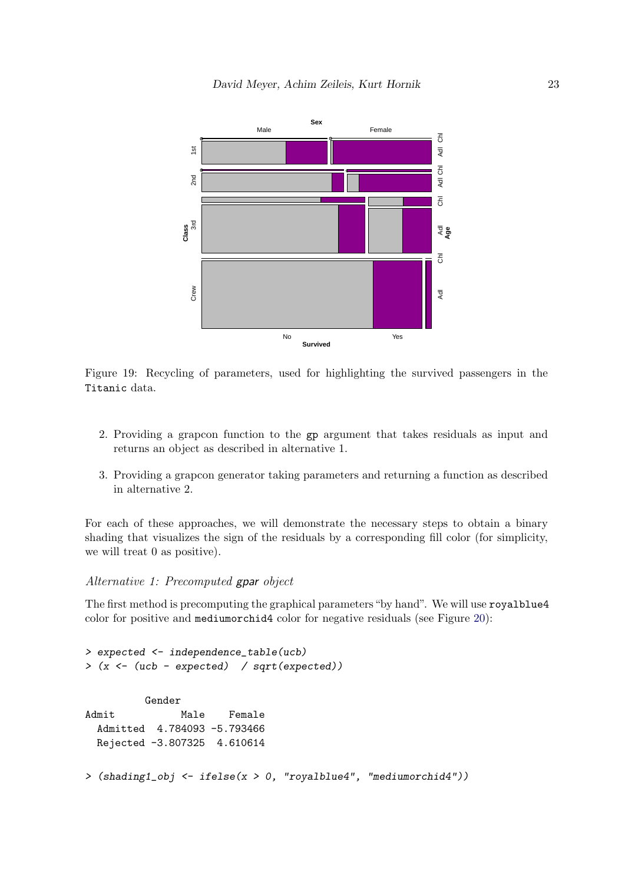Figure 19: Recycling of parameters, used for highlighting the survived passengers in the Titanic data.

2. Providing a grapcon function to the `gp` argument that takes residuals as input and returns an object as described in alternative 1.

3. Providing a grapcon generator taking parameters and returning a function as described in alternative 2.

For each of these approaches, we will demonstrate the necessary steps to obtain a binary shading that visualizes the sign of the residuals by a corresponding fill color (for simplicity, we will treat 0 as positive).

### *Alternative 1: Precomputed* `gpar` *object*

The first method is precomputing the graphical parameters "by hand". We will use `royalblue4` color for positive and `mediumorchid4` color for negative residuals (see Figure 20):

```
> expected <- independence_table(ucb)
> (x <- (ucb - expected)  / sqrt(expected))

          Gender
Admit           Male    Female
  Admitted  4.784093 -5.793466
  Rejected -3.807325  4.610614

> (shading1_obj <- ifelse(x > 0, "royalblue4", "mediumorchid4"))
```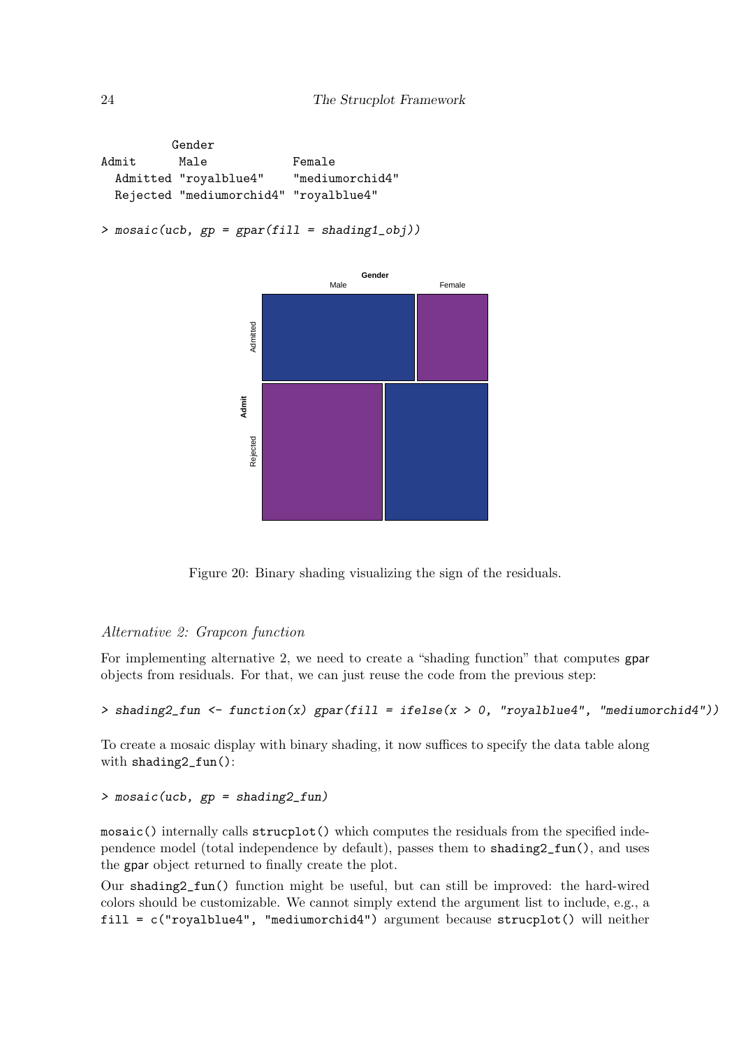```
          Gender
Admit      Male             Female
  Admitted "royalblue4"    "mediumorchid4"
  Rejected "mediumorchid4" "royalblue4"
```

```
> mosaic(ucb, gp = gpar(fill = shading1_obj))
```

Figure 20: Binary shading visualizing the sign of the residuals.

*Alternative 2: Grapcon function*

For implementing alternative 2, we need to create a "shading function" that computes `gpar` objects from residuals. For that, we can just reuse the code from the previous step:

```
> shading2_fun <- function(x) gpar(fill = ifelse(x > 0, "royalblue4", "mediumorchid4"))
```

To create a mosaic display with binary shading, it now suffices to specify the data table along with `shading2_fun()`:

```
> mosaic(ucb, gp = shading2_fun)
```

`mosaic()` internally calls `strucplot()` which computes the residuals from the specified independence model (total independence by default), passes them to `shading2_fun()`, and uses the `gpar` object returned to finally create the plot.

Our `shading2_fun()` function might be useful, but can still be improved: the hard-wired colors should be customizable. We cannot simply extend the argument list to include, e.g., a `fill = c("royalblue4", "mediumorchid4")` argument because `strucplot()` will neither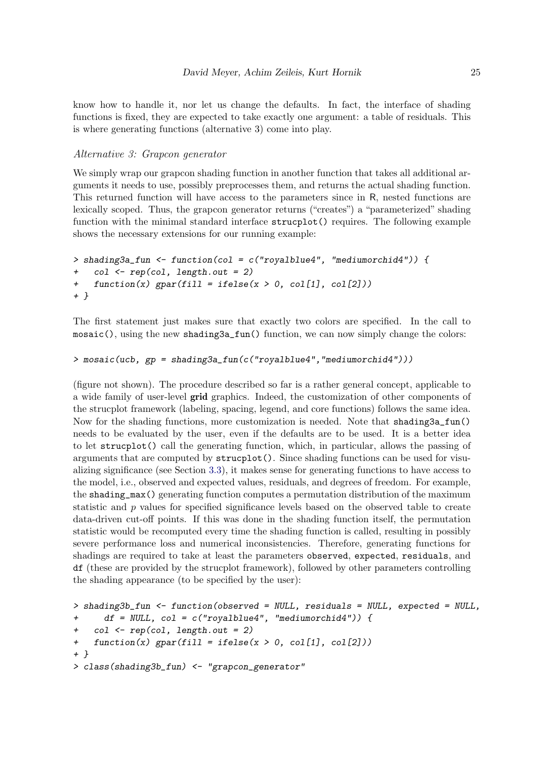know how to handle it, nor let us change the defaults. In fact, the interface of shading functions is fixed, they are expected to take exactly one argument: a table of residuals. This is where generating functions (alternative 3) come into play.

*Alternative 3: Grapcon generator*

We simply wrap our grapcon shading function in another function that takes all additional arguments it needs to use, possibly preprocesses them, and returns the actual shading function. This returned function will have access to the parameters since in R, nested functions are lexically scoped. Thus, the grapcon generator returns ("creates") a "parameterized" shading function with the minimal standard interface `strucplot()` requires. The following example shows the necessary extensions for our running example:

```
> shading3a_fun <- function(col = c("royalblue4", "mediumorchid4")) {
+   col <- rep(col, length.out = 2)
+   function(x) gpar(fill = ifelse(x > 0, col[1], col[2]))
+ }
```

The first statement just makes sure that exactly two colors are specified. In the call to `mosaic()`, using the new `shading3a_fun()` function, we can now simply change the colors:

```
> mosaic(ucb, gp = shading3a_fun(c("royalblue4","mediumorchid4")))
```

(figure not shown). The procedure described so far is a rather general concept, applicable to a wide family of user-level **grid** graphics. Indeed, the customization of other components of the strucplot framework (labeling, spacing, legend, and core functions) follows the same idea. Now for the shading functions, more customization is needed. Note that `shading3a_fun()` needs to be evaluated by the user, even if the defaults are to be used. It is a better idea to let `strucplot()` call the generating function, which, in particular, allows the passing of arguments that are computed by `strucplot()`. Since shading functions can be used for visualizing significance (see Section 3.3), it makes sense for generating functions to have access to the model, i.e., observed and expected values, residuals, and degrees of freedom. For example, the `shading_max()` generating function computes a permutation distribution of the maximum statistic and $p$ values for specified significance levels based on the observed table to create data-driven cut-off points. If this was done in the shading function itself, the permutation statistic would be recomputed every time the shading function is called, resulting in possibly severe performance loss and numerical inconsistencies. Therefore, generating functions for shadings are required to take at least the parameters `observed`, `expected`, `residuals`, and `df` (these are provided by the strucplot framework), followed by other parameters controlling the shading appearance (to be specified by the user):

```
> shading3b_fun <- function(observed = NULL, residuals = NULL, expected = NULL,
+     df = NULL, col = c("royalblue4", "mediumorchid4")) {
+   col <- rep(col, length.out = 2)
+   function(x) gpar(fill = ifelse(x > 0, col[1], col[2]))
+ }
> class(shading3b_fun) <- "grapcon_generator"
```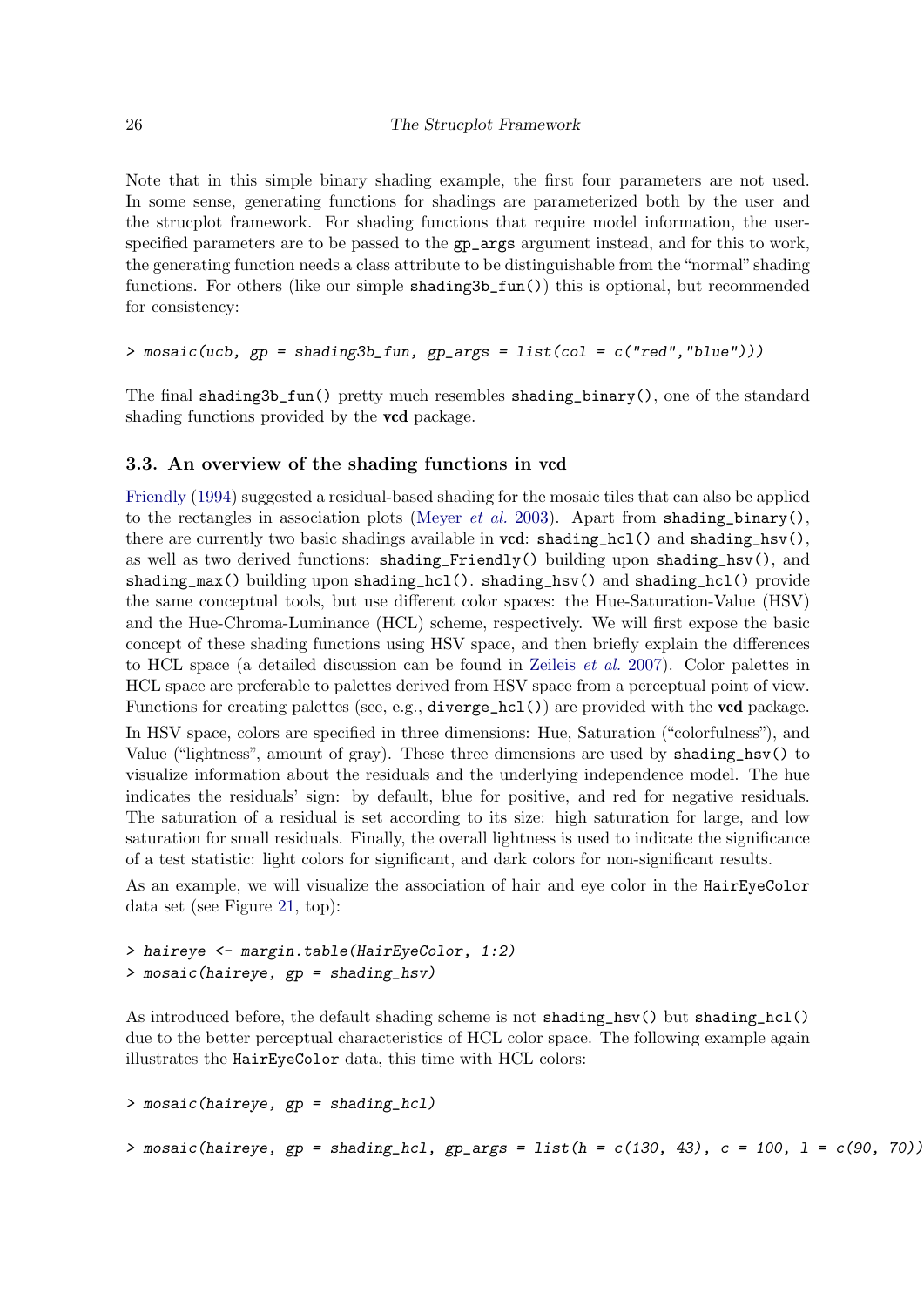Note that in this simple binary shading example, the first four parameters are not used. In some sense, generating functions for shadings are parameterized both by the user and the strucplot framework. For shading functions that require model information, the user-specified parameters are to be passed to the `gp_args` argument instead, and for this to work, the generating function needs a class attribute to be distinguishable from the "normal" shading functions. For others (like our simple `shading3b_fun()`) this is optional, but recommended for consistency:

```
> mosaic(ucb, gp = shading3b_fun, gp_args = list(col = c("red","blue")))
```

The final `shading3b_fun()` pretty much resembles `shading_binary()`, one of the standard shading functions provided by the **vcd** package.

### 3.3. An overview of the shading functions in vcd

Friendly (1994) suggested a residual-based shading for the mosaic tiles that can also be applied to the rectangles in association plots (Meyer *et al.* 2003). Apart from `shading_binary()`, there are currently two basic shadings available in **vcd**: `shading_hcl()` and `shading_hsv()`, as well as two derived functions: `shading_Friendly()` building upon `shading_hsv()`, and `shading_max()` building upon `shading_hcl()`. `shading_hsv()` and `shading_hcl()` provide the same conceptual tools, but use different color spaces: the Hue-Saturation-Value (HSV) and the Hue-Chroma-Luminance (HCL) scheme, respectively. We will first expose the basic concept of these shading functions using HSV space, and then briefly explain the differences to HCL space (a detailed discussion can be found in Zeileis *et al.* 2007). Color palettes in HCL space are preferable to palettes derived from HSV space from a perceptual point of view. Functions for creating palettes (see, e.g., `diverge_hcl()`) are provided with the **vcd** package.

In HSV space, colors are specified in three dimensions: Hue, Saturation ("colorfulness"), and Value ("lightness", amount of gray). These three dimensions are used by `shading_hsv()` to visualize information about the residuals and the underlying independence model. The hue indicates the residuals' sign: by default, blue for positive, and red for negative residuals. The saturation of a residual is set according to its size: high saturation for large, and low saturation for small residuals. Finally, the overall lightness is used to indicate the significance of a test statistic: light colors for significant, and dark colors for non-significant results.

As an example, we will visualize the association of hair and eye color in the `HairEyeColor` data set (see Figure 21, top):

```
> haireye <- margin.table(HairEyeColor, 1:2)
> mosaic(haireye, gp = shading_hsv)
```

As introduced before, the default shading scheme is not `shading_hsv()` but `shading_hcl()` due to the better perceptual characteristics of HCL color space. The following example again illustrates the `HairEyeColor` data, this time with HCL colors:

```
> mosaic(haireye, gp = shading_hcl)
```

```
> mosaic(haireye, gp = shading_hcl, gp_args = list(h = c(130, 43), c = 100, l = c(90, 70)))
```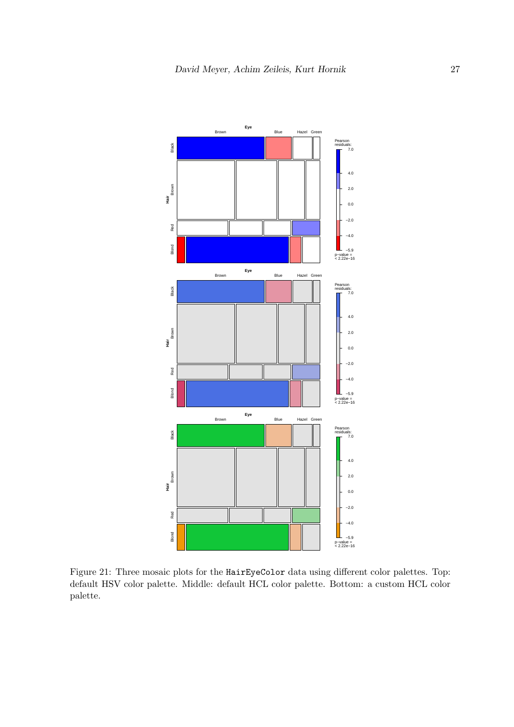Figure 21: Three mosaic plots for the `HairEyeColor` data using different color palettes. Top: default HSV color palette. Middle: default HCL color palette. Bottom: a custom HCL color palette.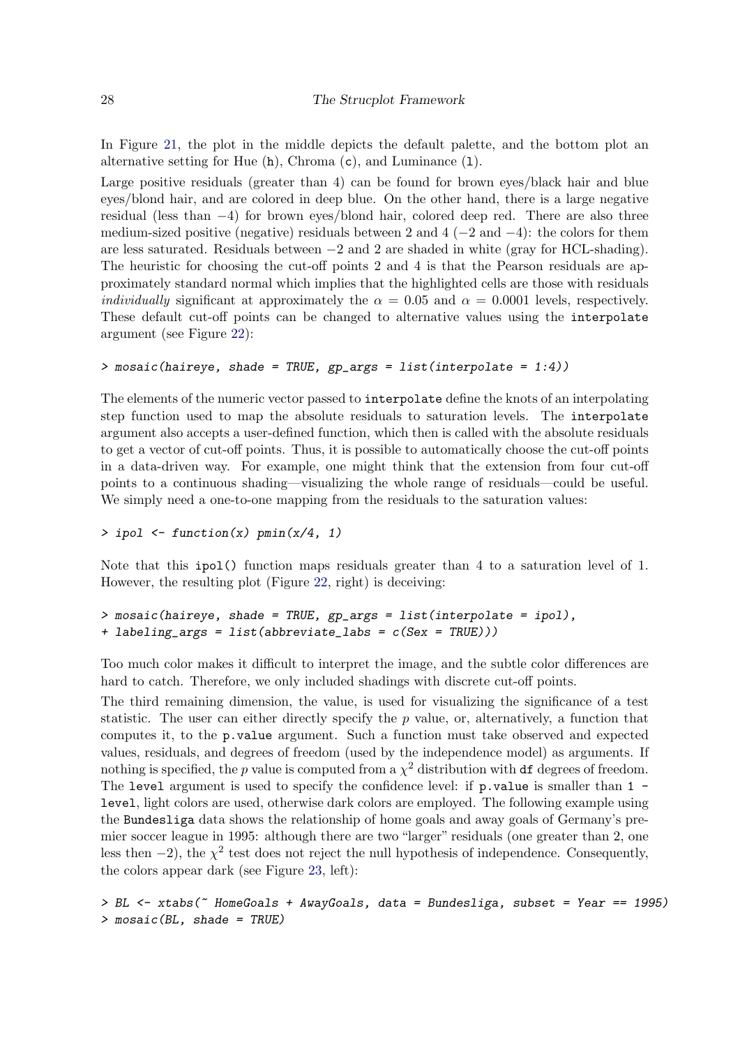In Figure 21, the plot in the middle depicts the default palette, and the bottom plot an alternative setting for Hue (`h`), Chroma (`c`), and Luminance (`l`).

Large positive residuals (greater than 4) can be found for brown eyes/black hair and blue eyes/blond hair, and are colored in deep blue. On the other hand, there is a large negative residual (less than $-4$) for brown eyes/blond hair, colored deep red. There are also three medium-sized positive (negative) residuals between 2 and 4 ($-2$ and $-4$): the colors for them are less saturated. Residuals between $-2$ and 2 are shaded in white (gray for HCL-shading). The heuristic for choosing the cut-off points 2 and 4 is that the Pearson residuals are approximately standard normal which implies that the highlighted cells are those with residuals *individually* significant at approximately the $\alpha = 0.05$ and $\alpha = 0.0001$ levels, respectively. These default cut-off points can be changed to alternative values using the `interpolate` argument (see Figure 22):

```
> mosaic(haireye, shade = TRUE, gp_args = list(interpolate = 1:4))
```

The elements of the numeric vector passed to `interpolate` define the knots of an interpolating step function used to map the absolute residuals to saturation levels. The `interpolate` argument also accepts a user-defined function, which then is called with the absolute residuals to get a vector of cut-off points. Thus, it is possible to automatically choose the cut-off points in a data-driven way. For example, one might think that the extension from four cut-off points to a continuous shading—visualizing the whole range of residuals—could be useful. We simply need a one-to-one mapping from the residuals to the saturation values:

```
> ipol <- function(x) pmin(x/4, 1)
```

Note that this `ipol()` function maps residuals greater than 4 to a saturation level of 1. However, the resulting plot (Figure 22, right) is deceiving:

```
> mosaic(haireye, shade = TRUE, gp_args = list(interpolate = ipol),
+ labeling_args = list(abbreviate_labs = c(Sex = TRUE)))
```

Too much color makes it difficult to interpret the image, and the subtle color differences are hard to catch. Therefore, we only included shadings with discrete cut-off points.

The third remaining dimension, the value, is used for visualizing the significance of a test statistic. The user can either directly specify the $p$ value, or, alternatively, a function that computes it, to the `p.value` argument. Such a function must take observed and expected values, residuals, and degrees of freedom (used by the independence model) as arguments. If nothing is specified, the $p$ value is computed from a $\chi^2$ distribution with `df` degrees of freedom. The `level` argument is used to specify the confidence level: if `p.value` is smaller than `1 - level`, light colors are used, otherwise dark colors are employed. The following example using the `Bundesliga` data shows the relationship of home goals and away goals of Germany's premier soccer league in 1995: although there are two "larger" residuals (one greater than 2, one less then $-2$), the $\chi^2$ test does not reject the null hypothesis of independence. Consequently, the colors appear dark (see Figure 23, left):

```
> BL <- xtabs(~ HomeGoals + AwayGoals, data = Bundesliga, subset = Year == 1995)
> mosaic(BL, shade = TRUE)
```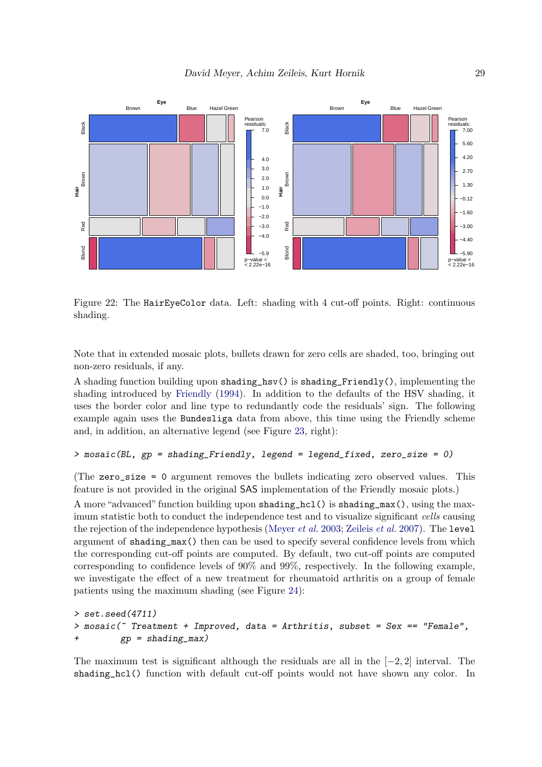Figure 22: The HairEyeColor data. Left: shading with 4 cut-off points. Right: continuous shading.

Note that in extended mosaic plots, bullets drawn for zero cells are shaded, too, bringing out non-zero residuals, if any.

A shading function building upon `shading_hsv()` is `shading_Friendly()`, implementing the shading introduced by Friendly (1994). In addition to the defaults of the HSV shading, it uses the border color and line type to redundantly code the residuals' sign. The following example again uses the Bundesliga data from above, this time using the Friendly scheme and, in addition, an alternative legend (see Figure 23, right):

```
> mosaic(BL, gp = shading_Friendly, legend = legend_fixed, zero_size = 0)
```

(The `zero_size = 0` argument removes the bullets indicating zero observed values. This feature is not provided in the original SAS implementation of the Friendly mosaic plots.)

A more "advanced" function building upon `shading_hcl()` is `shading_max()`, using the maximum statistic both to conduct the independence test and to visualize significant *cells* causing the rejection of the independence hypothesis (Meyer *et al.* 2003; Zeileis *et al.* 2007). The `level` argument of `shading_max()` then can be used to specify several confidence levels from which the corresponding cut-off points are computed. By default, two cut-off points are computed corresponding to confidence levels of 90% and 99%, respectively. In the following example, we investigate the effect of a new treatment for rheumatoid arthritis on a group of female patients using the maximum shading (see Figure 24):

```
> set.seed(4711)
> mosaic(~ Treatment + Improved, data = Arthritis, subset = Sex == "Female",
+        gp = shading_max)
```

The maximum test is significant although the residuals are all in the $[-2, 2]$ interval. The `shading_hcl()` function with default cut-off points would not have shown any color. In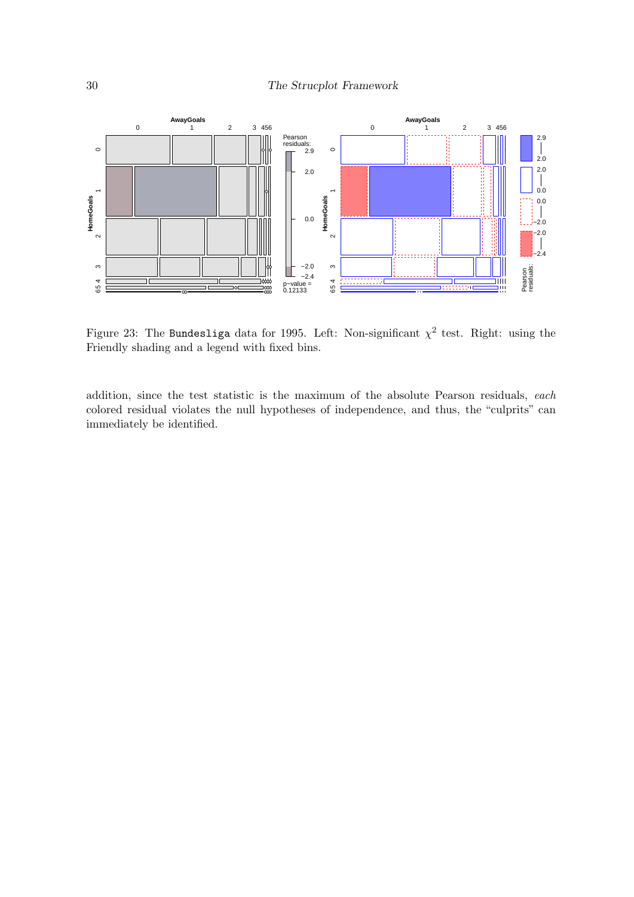Figure 23: The `Bundesliga` data for 1995. Left: Non-significant $\chi^2$ test. Right: using the Friendly shading and a legend with fixed bins.

addition, since the test statistic is the maximum of the absolute Pearson residuals, *each* colored residual violates the null hypotheses of independence, and thus, the "culprits" can immediately be identified.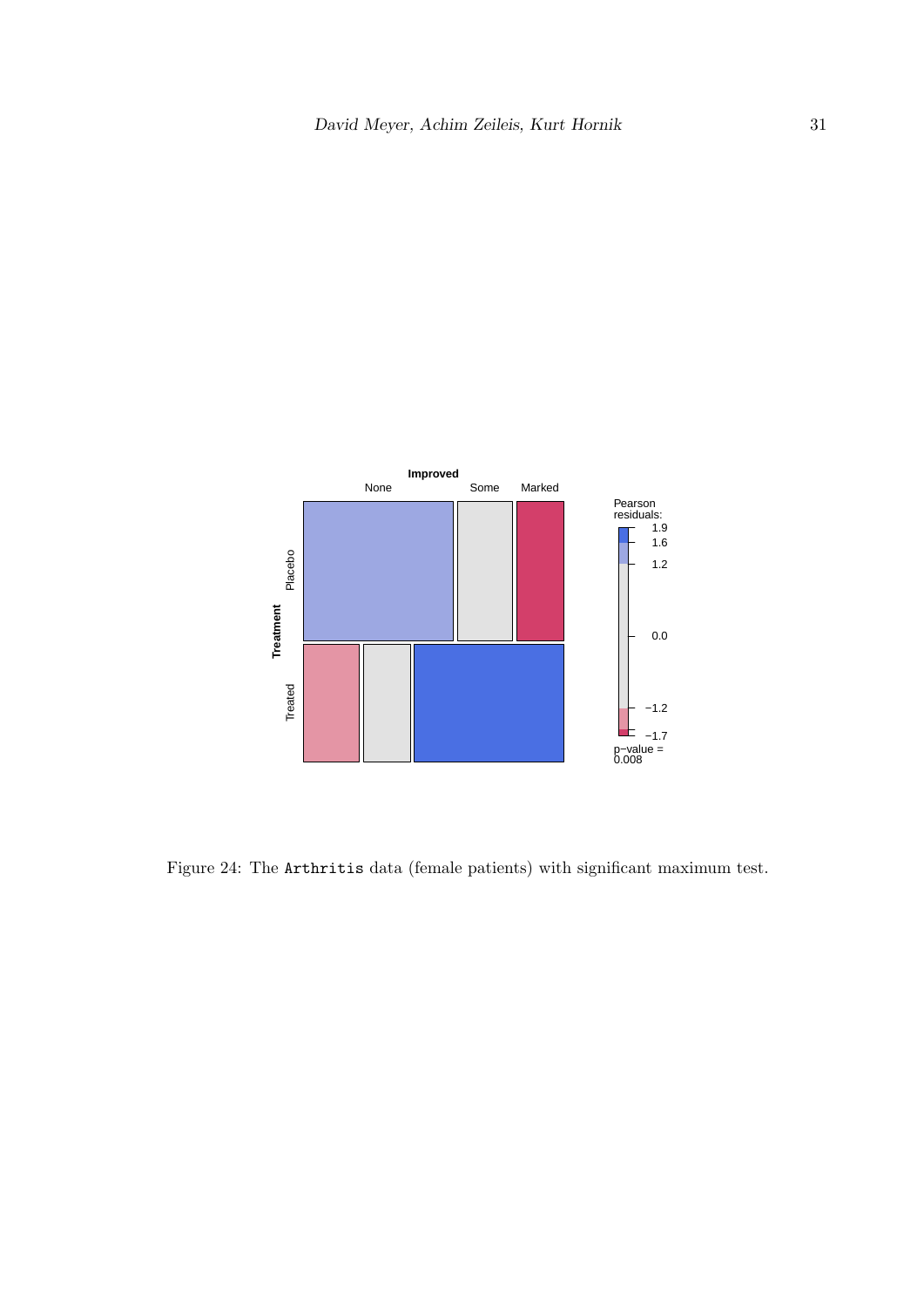Figure 24: The Arthritis data (female patients) with significant maximum test.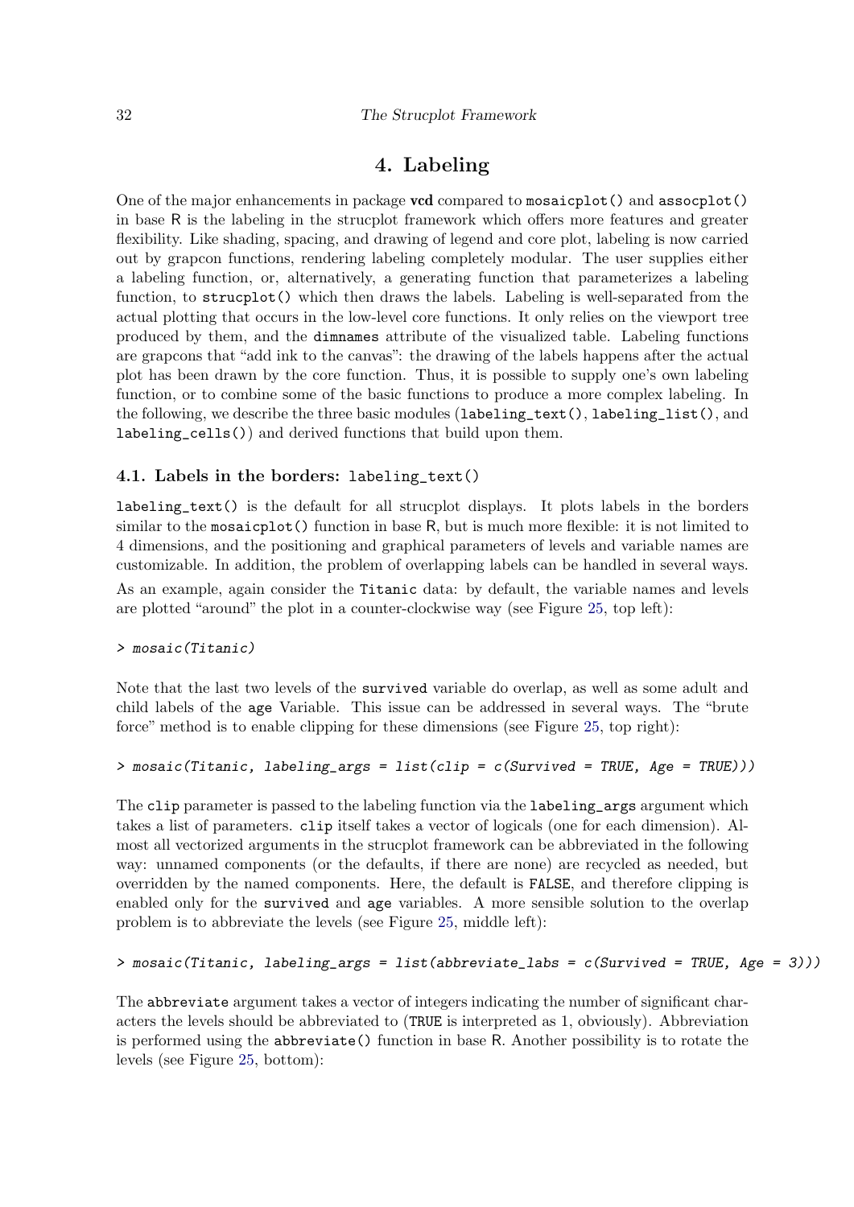# 4. Labeling

One of the major enhancements in package **vcd** compared to `mosaicplot()` and `assocplot()` in base R is the labeling in the strucplot framework which offers more features and greater flexibility. Like shading, spacing, and drawing of legend and core plot, labeling is now carried out by grapcon functions, rendering labeling completely modular. The user supplies either a labeling function, or, alternatively, a generating function that parameterizes a labeling function, to `strucplot()` which then draws the labels. Labeling is well-separated from the actual plotting that occurs in the low-level core functions. It only relies on the viewport tree produced by them, and the `dimnames` attribute of the visualized table. Labeling functions are grapcons that "add ink to the canvas": the drawing of the labels happens after the actual plot has been drawn by the core function. Thus, it is possible to supply one's own labeling function, or to combine some of the basic functions to produce a more complex labeling. In the following, we describe the three basic modules (`labeling_text()`, `labeling_list()`, and `labeling_cells()`) and derived functions that build upon them.

## 4.1. Labels in the borders: `labeling_text()`

`labeling_text()` is the default for all strucplot displays. It plots labels in the borders similar to the `mosaicplot()` function in base R, but is much more flexible: it is not limited to 4 dimensions, and the positioning and graphical parameters of levels and variable names are customizable. In addition, the problem of overlapping labels can be handled in several ways.

As an example, again consider the `Titanic` data: by default, the variable names and levels are plotted "around" the plot in a counter-clockwise way (see Figure 25, top left):

```
> mosaic(Titanic)
```

Note that the last two levels of the `survived` variable do overlap, as well as some adult and child labels of the `age` Variable. This issue can be addressed in several ways. The "brute force" method is to enable clipping for these dimensions (see Figure 25, top right):

```
> mosaic(Titanic, labeling_args = list(clip = c(Survived = TRUE, Age = TRUE)))
```

The `clip` parameter is passed to the labeling function via the `labeling_args` argument which takes a list of parameters. `clip` itself takes a vector of logicals (one for each dimension). Almost all vectorized arguments in the strucplot framework can be abbreviated in the following way: unnamed components (or the defaults, if there are none) are recycled as needed, but overridden by the named components. Here, the default is `FALSE`, and therefore clipping is enabled only for the `survived` and `age` variables. A more sensible solution to the overlap problem is to abbreviate the levels (see Figure 25, middle left):

```
> mosaic(Titanic, labeling_args = list(abbreviate_labs = c(Survived = TRUE, Age = 3)))
```

The `abbreviate` argument takes a vector of integers indicating the number of significant characters the levels should be abbreviated to (`TRUE` is interpreted as 1, obviously). Abbreviation is performed using the `abbreviate()` function in base R. Another possibility is to rotate the levels (see Figure 25, bottom):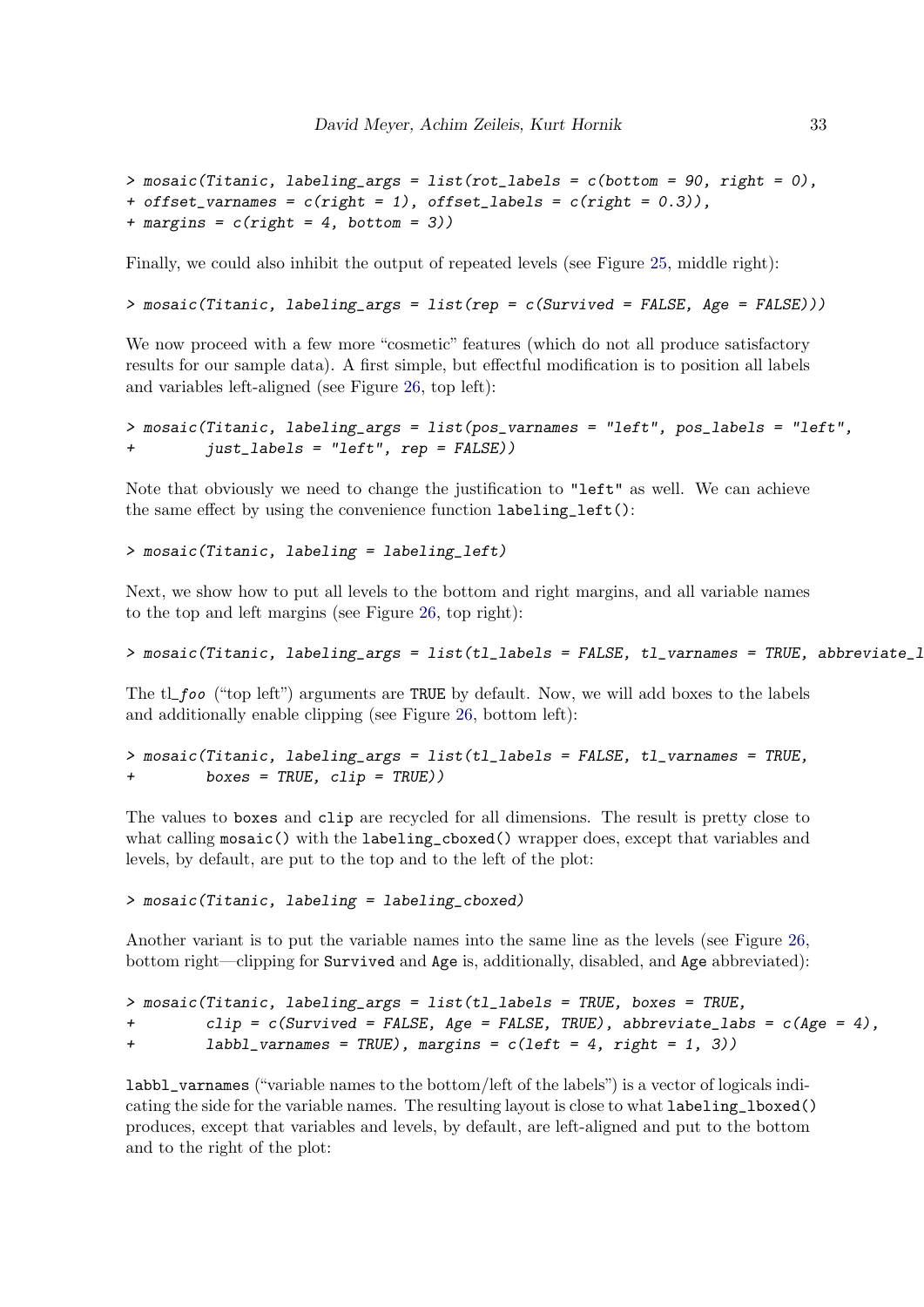```
> mosaic(Titanic, labeling_args = list(rot_labels = c(bottom = 90, right = 0),
+ offset_varnames = c(right = 1), offset_labels = c(right = 0.3)),
+ margins = c(right = 4, bottom = 3))
```

Finally, we could also inhibit the output of repeated levels (see Figure 25, middle right):

```
> mosaic(Titanic, labeling_args = list(rep = c(Survived = FALSE, Age = FALSE)))
```

We now proceed with a few more "cosmetic" features (which do not all produce satisfactory results for our sample data). A first simple, but effectful modification is to position all labels and variables left-aligned (see Figure 26, top left):

```
> mosaic(Titanic, labeling_args = list(pos_varnames = "left", pos_labels = "left",
+        just_labels = "left", rep = FALSE))
```

Note that obviously we need to change the justification to `"left"` as well. We can achieve the same effect by using the convenience function `labeling_left()`:

```
> mosaic(Titanic, labeling = labeling_left)
```

Next, we show how to put all levels to the bottom and right margins, and all variable names to the top and left margins (see Figure 26, top right):

```
> mosaic(Titanic, labeling_args = list(tl_labels = FALSE, tl_varnames = TRUE, abbreviate_l
```

The tl_*foo* ("top left") arguments are `TRUE` by default. Now, we will add boxes to the labels and additionally enable clipping (see Figure 26, bottom left):

```
> mosaic(Titanic, labeling_args = list(tl_labels = FALSE, tl_varnames = TRUE,
+        boxes = TRUE, clip = TRUE))
```

The values to `boxes` and `clip` are recycled for all dimensions. The result is pretty close to what calling `mosaic()` with the `labeling_cboxed()` wrapper does, except that variables and levels, by default, are put to the top and to the left of the plot:

```
> mosaic(Titanic, labeling = labeling_cboxed)
```

Another variant is to put the variable names into the same line as the levels (see Figure 26, bottom right—clipping for `Survived` and `Age` is, additionally, disabled, and `Age` abbreviated):

```
> mosaic(Titanic, labeling_args = list(tl_labels = TRUE, boxes = TRUE,
+        clip = c(Survived = FALSE, Age = FALSE, TRUE), abbreviate_labs = c(Age = 4),
+        labbl_varnames = TRUE), margins = c(left = 4, right = 1, 3))
```

`labbl_varnames` ("variable names to the bottom/left of the labels") is a vector of logicals indicating the side for the variable names. The resulting layout is close to what `labeling_lboxed()` produces, except that variables and levels, by default, are left-aligned and put to the bottom and to the right of the plot: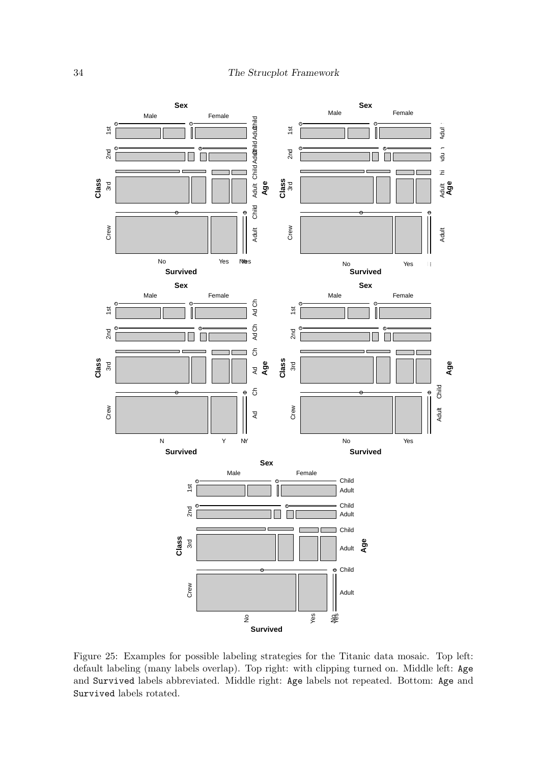Figure 25: Examples for possible labeling strategies for the Titanic data mosaic. Top left: default labeling (many labels overlap). Top right: with clipping turned on. Middle left: `Age` and `Survived` labels abbreviated. Middle right: `Age` labels not repeated. Bottom: `Age` and `Survived` labels rotated.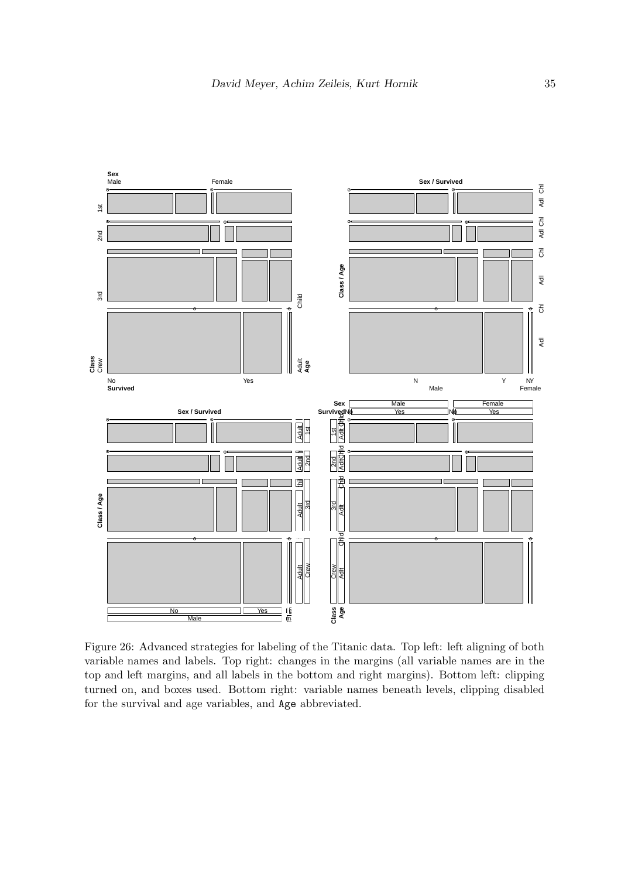Figure 26: Advanced strategies for labeling of the Titanic data. Top left: left aligning of both variable names and labels. Top right: changes in the margins (all variable names are in the top and left margins, and all labels in the bottom and right margins). Bottom left: clipping turned on, and boxes used. Bottom right: variable names beneath levels, clipping disabled for the survival and age variables, and Age abbreviated.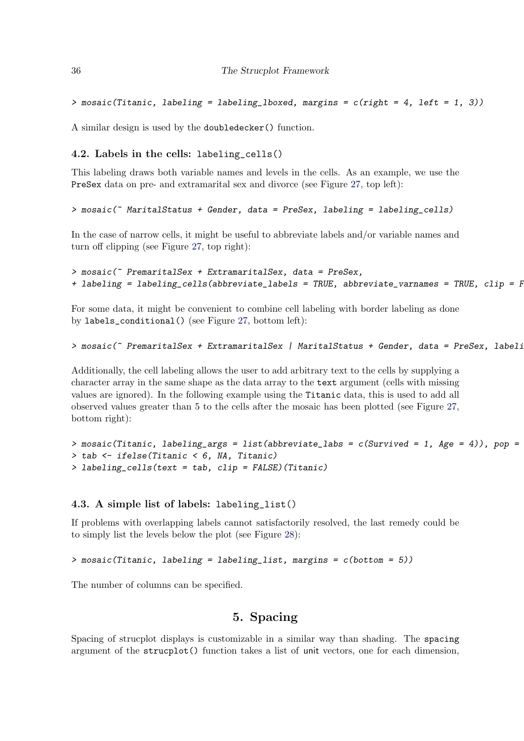```
> mosaic(Titanic, labeling = labeling_lboxed, margins = c(right = 4, left = 1, 3))
```

A similar design is used by the doubledecker() function.

### 4.2. Labels in the cells: labeling_cells()

This labeling draws both variable names and levels in the cells. As an example, we use the PreSex data on pre- and extramarital sex and divorce (see Figure 27, top left):

```
> mosaic(~ MaritalStatus + Gender, data = PreSex, labeling = labeling_cells)
```

In the case of narrow cells, it might be useful to abbreviate labels and/or variable names and turn off clipping (see Figure 27, top right):

```
> mosaic(~ PremaritalSex + ExtramaritalSex, data = PreSex,
+ labeling = labeling_cells(abbreviate_labels = TRUE, abbreviate_varnames = TRUE, clip = F
```

For some data, it might be convenient to combine cell labeling with border labeling as done by labels_conditional() (see Figure 27, bottom left):

```
> mosaic(~ PremaritalSex + ExtramaritalSex | MaritalStatus + Gender, data = PreSex, labeli
```

Additionally, the cell labeling allows the user to add arbitrary text to the cells by supplying a character array in the same shape as the data array to the text argument (cells with missing values are ignored). In the following example using the Titanic data, this is used to add all observed values greater than 5 to the cells after the mosaic has been plotted (see Figure 27, bottom right):

```
> mosaic(Titanic, labeling_args = list(abbreviate_labs = c(Survived = 1, Age = 4)), pop =
> tab <- ifelse(Titanic < 6, NA, Titanic)
> labeling_cells(text = tab, clip = FALSE)(Titanic)
```

### 4.3. A simple list of labels: labeling_list()

If problems with overlapping labels cannot satisfactorily resolved, the last remedy could be to simply list the levels below the plot (see Figure 28):

```
> mosaic(Titanic, labeling = labeling_list, margins = c(bottom = 5))
```

The number of columns can be specified.

## 5. Spacing

Spacing of strucplot displays is customizable in a similar way than shading. The spacing argument of the strucplot() function takes a list of unit vectors, one for each dimension,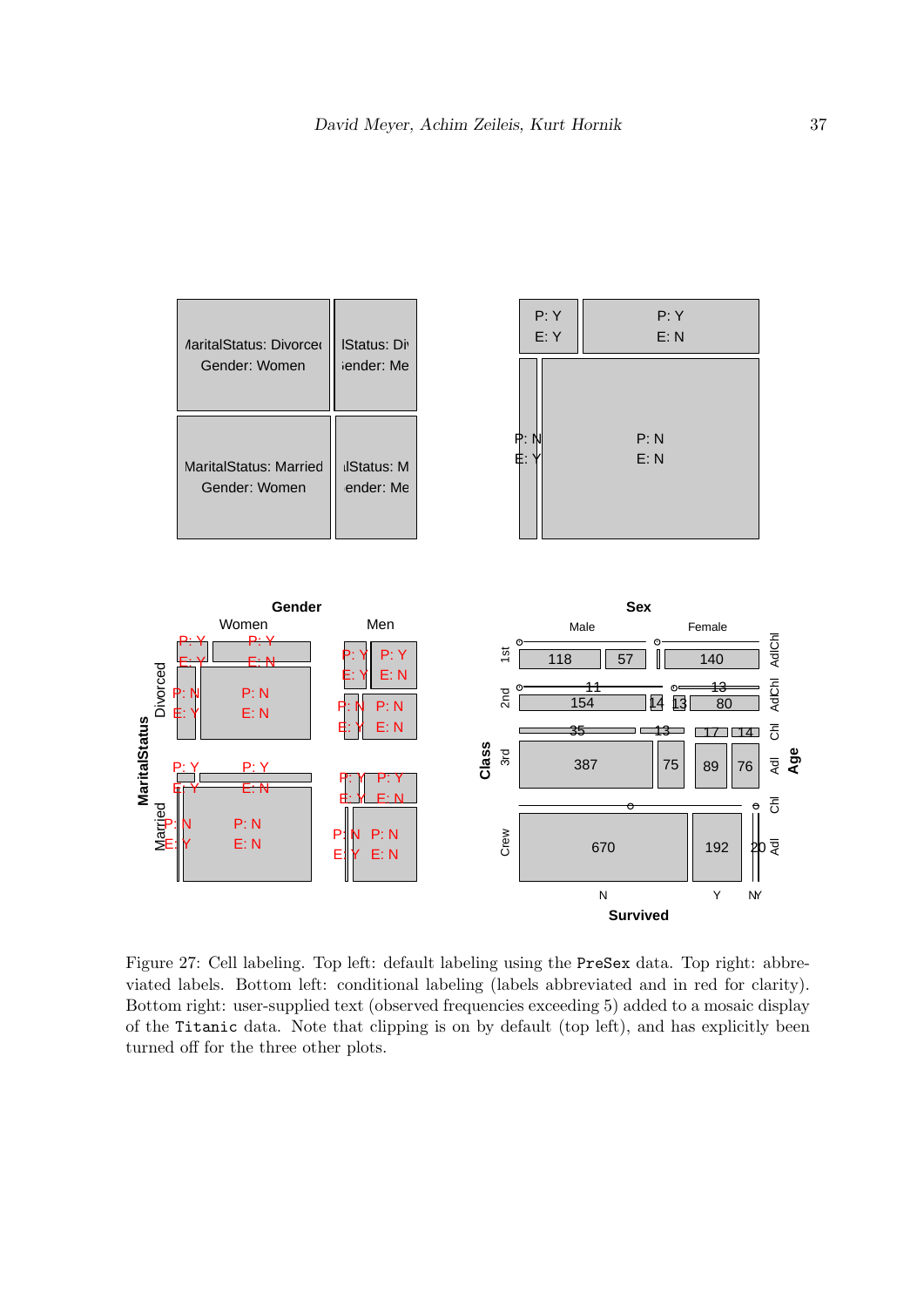Figure 27: Cell labeling. Top left: default labeling using the `PreSex` data. Top right: abbreviated labels. Bottom left: conditional labeling (labels abbreviated and in red for clarity). Bottom right: user-supplied text (observed frequencies exceeding 5) added to a mosaic display of the `Titanic` data. Note that clipping is on by default (top left), and has explicitly been turned off for the three other plots.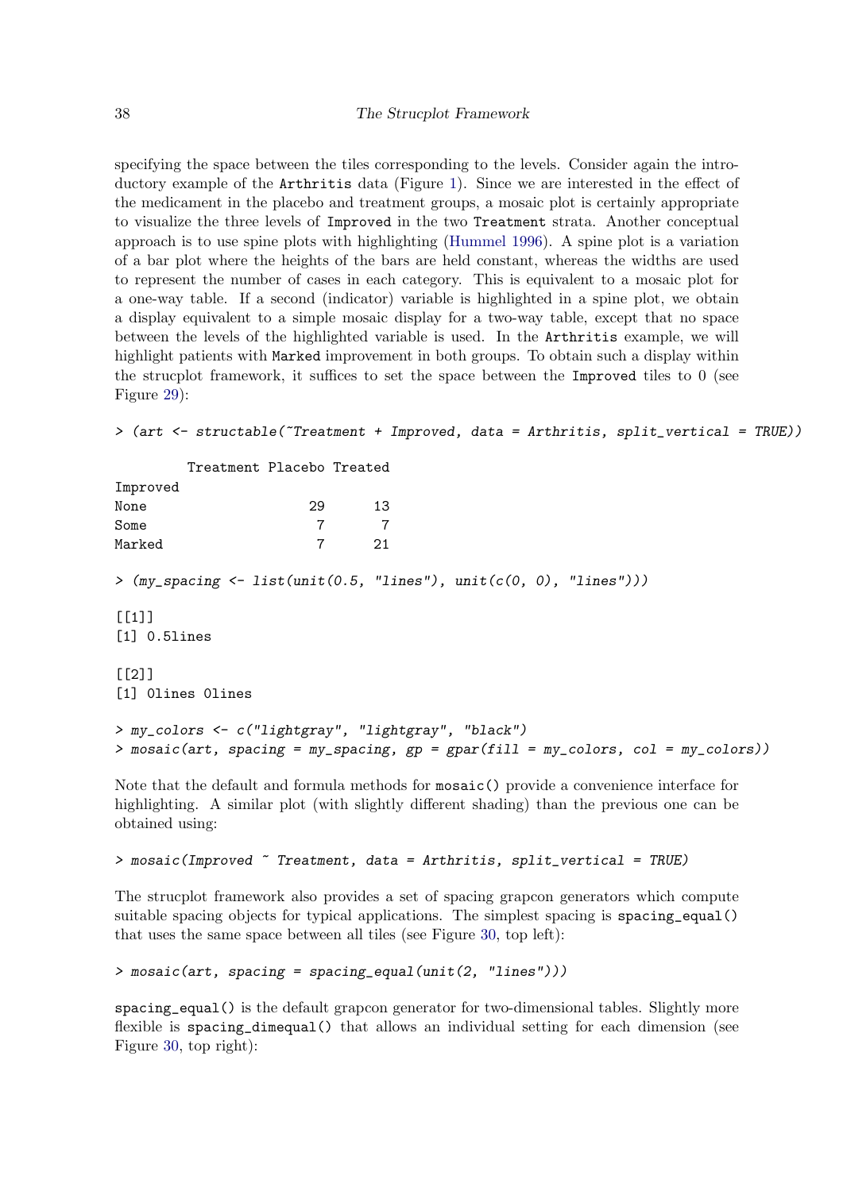specifying the space between the tiles corresponding to the levels. Consider again the introductory example of the `Arthritis` data (Figure 1). Since we are interested in the effect of the medicament in the placebo and treatment groups, a mosaic plot is certainly appropriate to visualize the three levels of `Improved` in the two `Treatment` strata. Another conceptual approach is to use spine plots with highlighting (Hummel 1996). A spine plot is a variation of a bar plot where the heights of the bars are held constant, whereas the widths are used to represent the number of cases in each category. This is equivalent to a mosaic plot for a one-way table. If a second (indicator) variable is highlighted in a spine plot, we obtain a display equivalent to a simple mosaic display for a two-way table, except that no space between the levels of the highlighted variable is used. In the `Arthritis` example, we will highlight patients with `Marked` improvement in both groups. To obtain such a display within the strucplot framework, it suffices to set the space between the `Improved` tiles to 0 (see Figure 29):

```
> (art <- structable(~Treatment + Improved, data = Arthritis, split_vertical = TRUE))

         Treatment Placebo Treated
Improved
None                    29      13
Some                     7       7
Marked                   7      21

> (my_spacing <- list(unit(0.5, "lines"), unit(c(0, 0), "lines")))

[[1]]
[1] 0.5lines

[[2]]
[1] 0lines 0lines

> my_colors <- c("lightgray", "lightgray", "black")
> mosaic(art, spacing = my_spacing, gp = gpar(fill = my_colors, col = my_colors))
```

Note that the default and formula methods for `mosaic()` provide a convenience interface for highlighting. A similar plot (with slightly different shading) than the previous one can be obtained using:

```
> mosaic(Improved ~ Treatment, data = Arthritis, split_vertical = TRUE)
```

The strucplot framework also provides a set of spacing grapcon generators which compute suitable spacing objects for typical applications. The simplest spacing is `spacing_equal()` that uses the same space between all tiles (see Figure 30, top left):

```
> mosaic(art, spacing = spacing_equal(unit(2, "lines")))
```

`spacing_equal()` is the default grapcon generator for two-dimensional tables. Slightly more flexible is `spacing_dimequal()` that allows an individual setting for each dimension (see Figure 30, top right):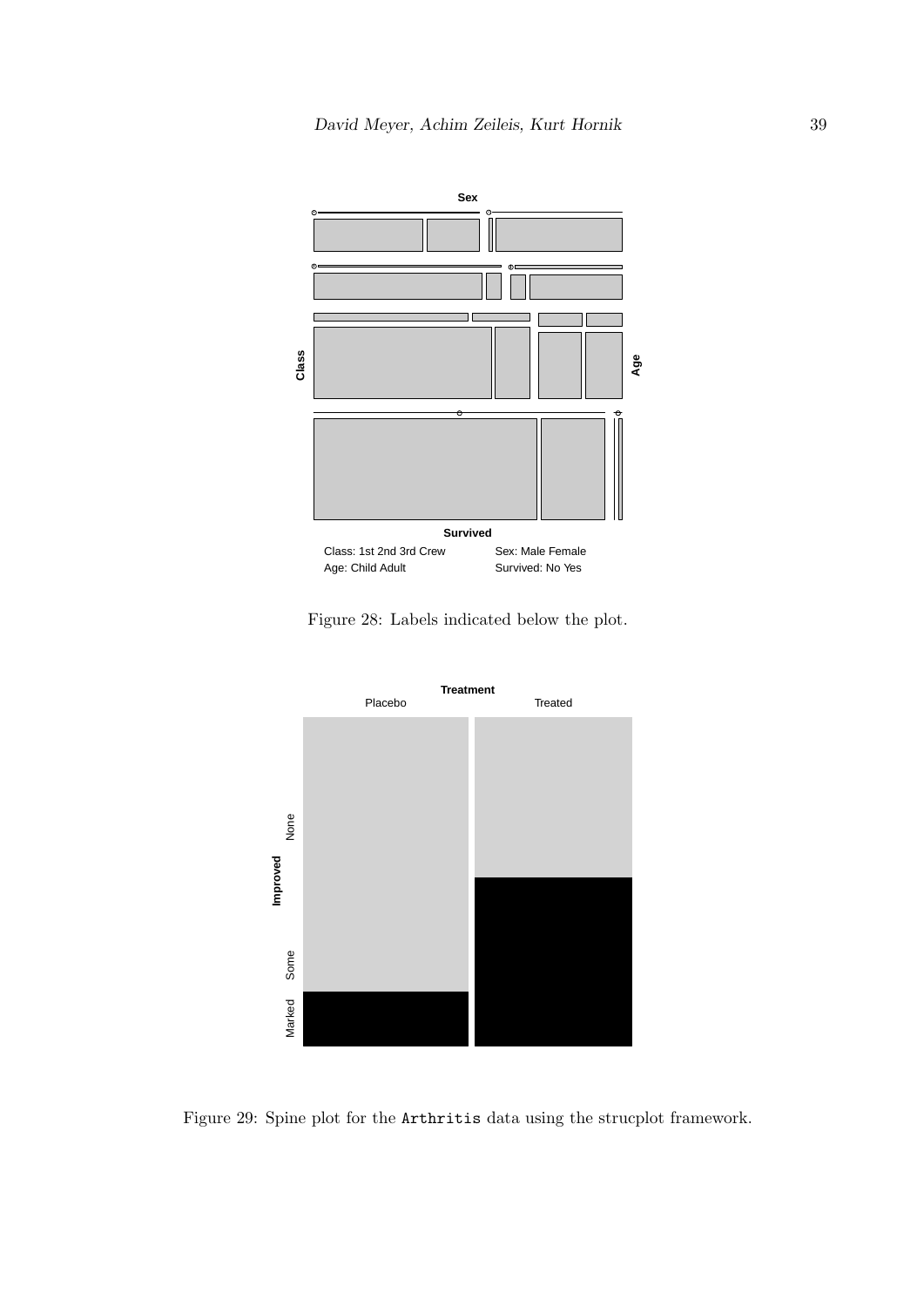Figure 28: Labels indicated below the plot.

Figure 29: Spine plot for the `Arthritis` data using the strucplot framework.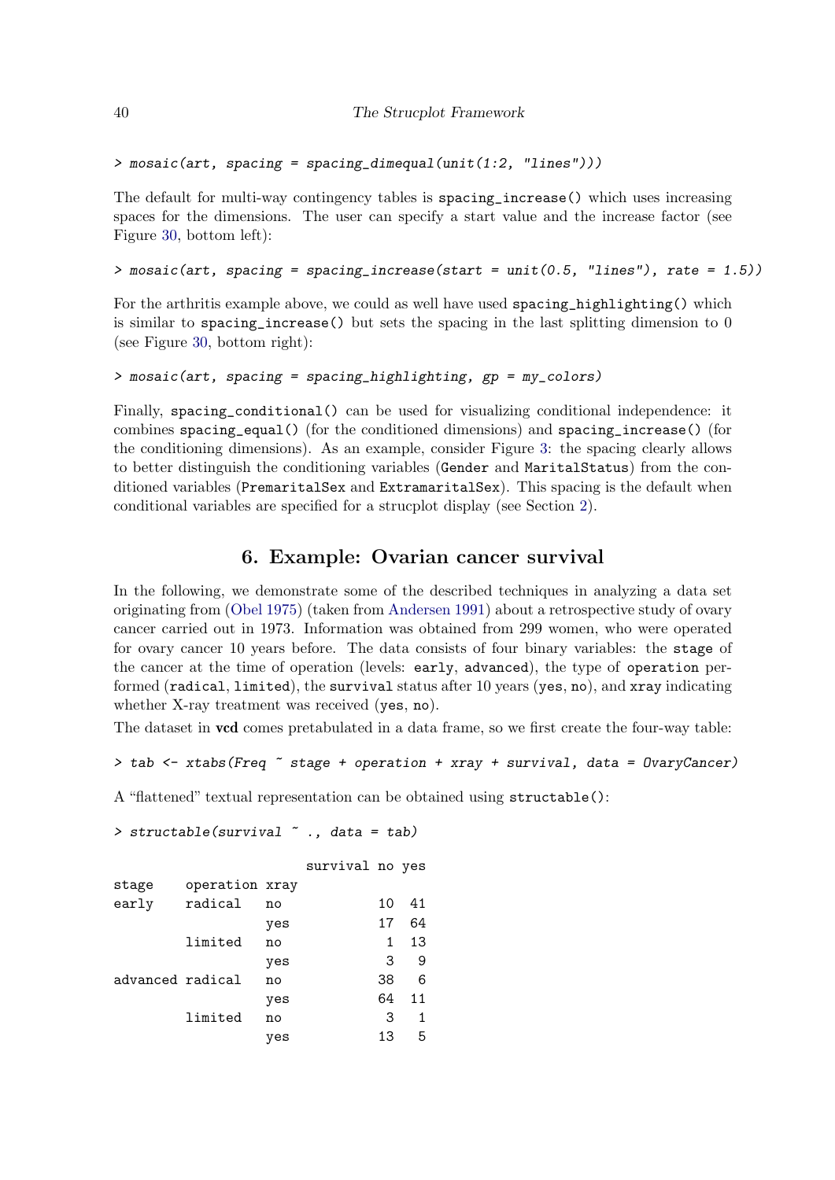```
> mosaic(art, spacing = spacing_dimequal(unit(1:2, "lines")))
```

The default for multi-way contingency tables is `spacing_increase()` which uses increasing spaces for the dimensions. The user can specify a start value and the increase factor (see Figure 30, bottom left):

```
> mosaic(art, spacing = spacing_increase(start = unit(0.5, "lines"), rate = 1.5))
```

For the arthritis example above, we could as well have used `spacing_highlighting()` which is similar to `spacing_increase()` but sets the spacing in the last splitting dimension to 0 (see Figure 30, bottom right):

```
> mosaic(art, spacing = spacing_highlighting, gp = my_colors)
```

Finally, `spacing_conditional()` can be used for visualizing conditional independence: it combines `spacing_equal()` (for the conditioned dimensions) and `spacing_increase()` (for the conditioning dimensions). As an example, consider Figure 3: the spacing clearly allows to better distinguish the conditioning variables (`Gender` and `MaritalStatus`) from the conditioned variables (`PremaritalSex` and `ExtramaritalSex`). This spacing is the default when conditional variables are specified for a strucplot display (see Section 2).

## 6. Example: Ovarian cancer survival

In the following, we demonstrate some of the described techniques in analyzing a data set originating from (Obel 1975) (taken from Andersen 1991) about a retrospective study of ovary cancer carried out in 1973. Information was obtained from 299 women, who were operated for ovary cancer 10 years before. The data consists of four binary variables: the `stage` of the cancer at the time of operation (levels: `early`, `advanced`), the type of `operation` performed (`radical`, `limited`), the `survival` status after 10 years (`yes`, `no`), and `xray` indicating whether X-ray treatment was received (`yes`, `no`).

The dataset in **vcd** comes pretabulated in a data frame, so we first create the four-way table:

```
> tab <- xtabs(Freq ~ stage + operation + xray + survival, data = OvaryCancer)
```

A "flattened" textual representation can be obtained using `structable()`:

```
> structable(survival ~ ., data = tab)

                        survival no yes
stage    operation xray
early    radical   no            10  41
                   yes           17  64
         limited   no             1  13
                   yes            3   9
advanced radical   no            38   6
                   yes           64  11
         limited   no             3   1
                   yes           13   5
```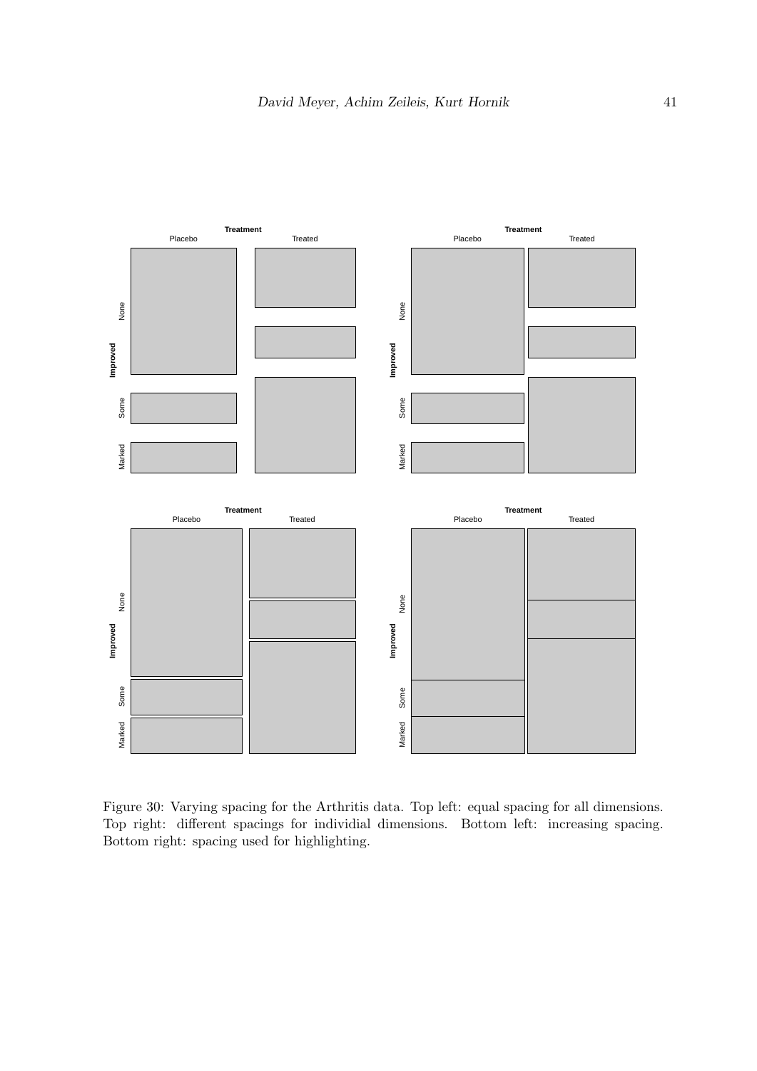Figure 30: Varying spacing for the Arthritis data. Top left: equal spacing for all dimensions. Top right: different spacings for individial dimensions. Bottom left: increasing spacing. Bottom right: spacing used for highlighting.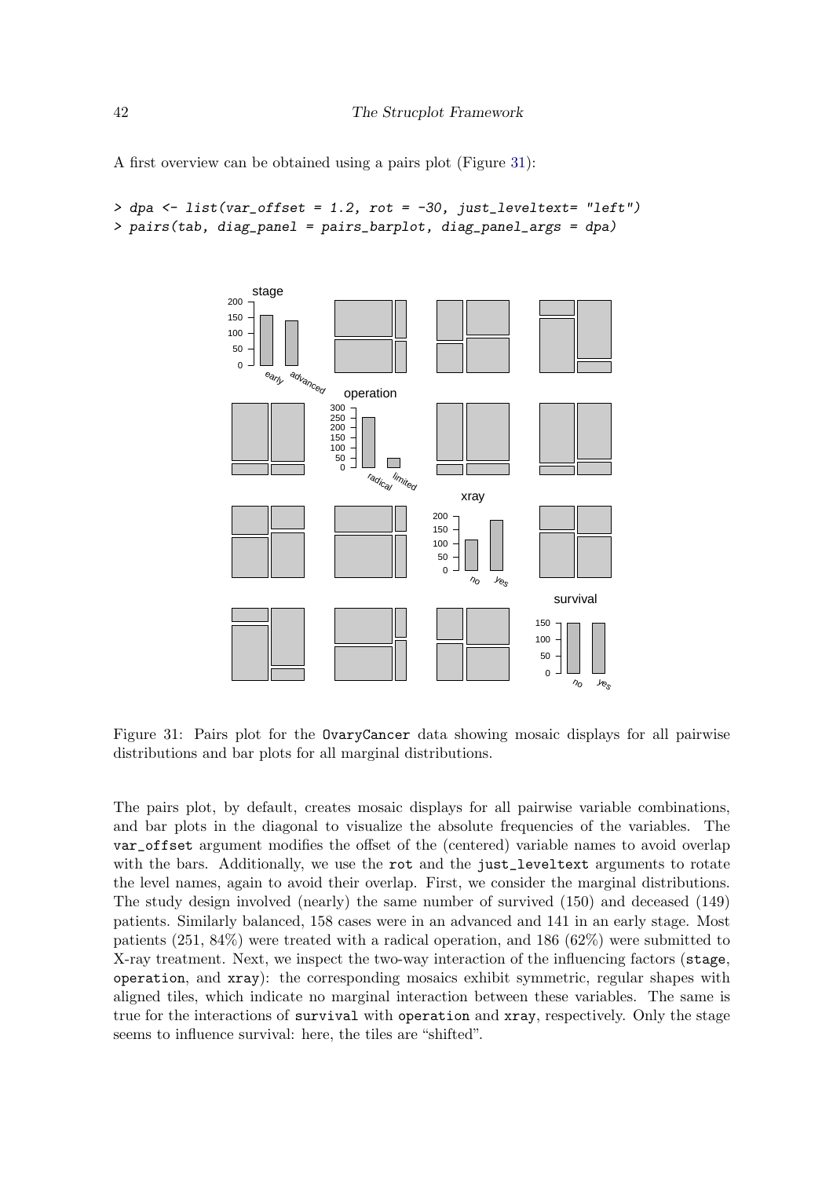A first overview can be obtained using a pairs plot (Figure 31):

```
> dpa <- list(var_offset = 1.2, rot = -30, just_leveltext= "left")
> pairs(tab, diag_panel = pairs_barplot, diag_panel_args = dpa)
```

Figure 31: Pairs plot for the OvaryCancer data showing mosaic displays for all pairwise distributions and bar plots for all marginal distributions.

The pairs plot, by default, creates mosaic displays for all pairwise variable combinations, and bar plots in the diagonal to visualize the absolute frequencies of the variables. The `var_offset` argument modifies the offset of the (centered) variable names to avoid overlap with the bars. Additionally, we use the `rot` and the `just_leveltext` arguments to rotate the level names, again to avoid their overlap. First, we consider the marginal distributions. The study design involved (nearly) the same number of survived (150) and deceased (149) patients. Similarly balanced, 158 cases were in an advanced and 141 in an early stage. Most patients (251, 84%) were treated with a radical operation, and 186 (62%) were submitted to X-ray treatment. Next, we inspect the two-way interaction of the influencing factors (`stage`, `operation`, and `xray`): the corresponding mosaics exhibit symmetric, regular shapes with aligned tiles, which indicate no marginal interaction between these variables. The same is true for the interactions of `survival` with `operation` and `xray`, respectively. Only the stage seems to influence survival: here, the tiles are "shifted".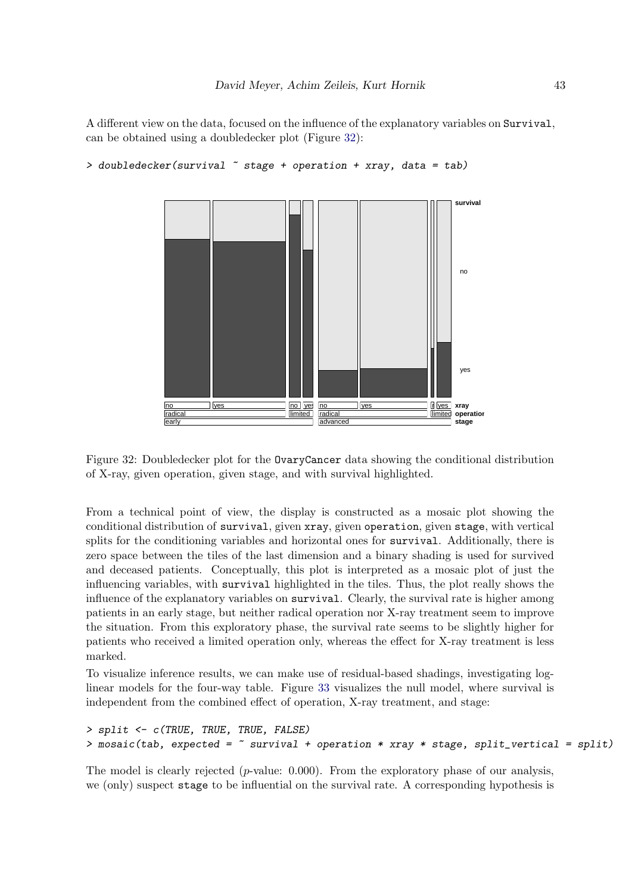A different view on the data, focused on the influence of the explanatory variables on Survival, can be obtained using a doubledecker plot (Figure 32):

```
> doubledecker(survival ~ stage + operation + xray, data = tab)
```

Figure 32: Doubledecker plot for the OvaryCancer data showing the conditional distribution of X-ray, given operation, given stage, and with survival highlighted.

From a technical point of view, the display is constructed as a mosaic plot showing the conditional distribution of survival, given xray, given operation, given stage, with vertical splits for the conditioning variables and horizontal ones for survival. Additionally, there is zero space between the tiles of the last dimension and a binary shading is used for survived and deceased patients. Conceptually, this plot is interpreted as a mosaic plot of just the influencing variables, with survival highlighted in the tiles. Thus, the plot really shows the influence of the explanatory variables on survival. Clearly, the survival rate is higher among patients in an early stage, but neither radical operation nor X-ray treatment seem to improve the situation. From this exploratory phase, the survival rate seems to be slightly higher for patients who received a limited operation only, whereas the effect for X-ray treatment is less marked.

To visualize inference results, we can make use of residual-based shadings, investigating log-linear models for the four-way table. Figure 33 visualizes the null model, where survival is independent from the combined effect of operation, X-ray treatment, and stage:

```
> split <- c(TRUE, TRUE, TRUE, FALSE)
> mosaic(tab, expected = ~ survival + operation * xray * stage, split_vertical = split)
```

The model is clearly rejected ($p$-value: 0.000). From the exploratory phase of our analysis, we (only) suspect stage to be influential on the survival rate. A corresponding hypothesis is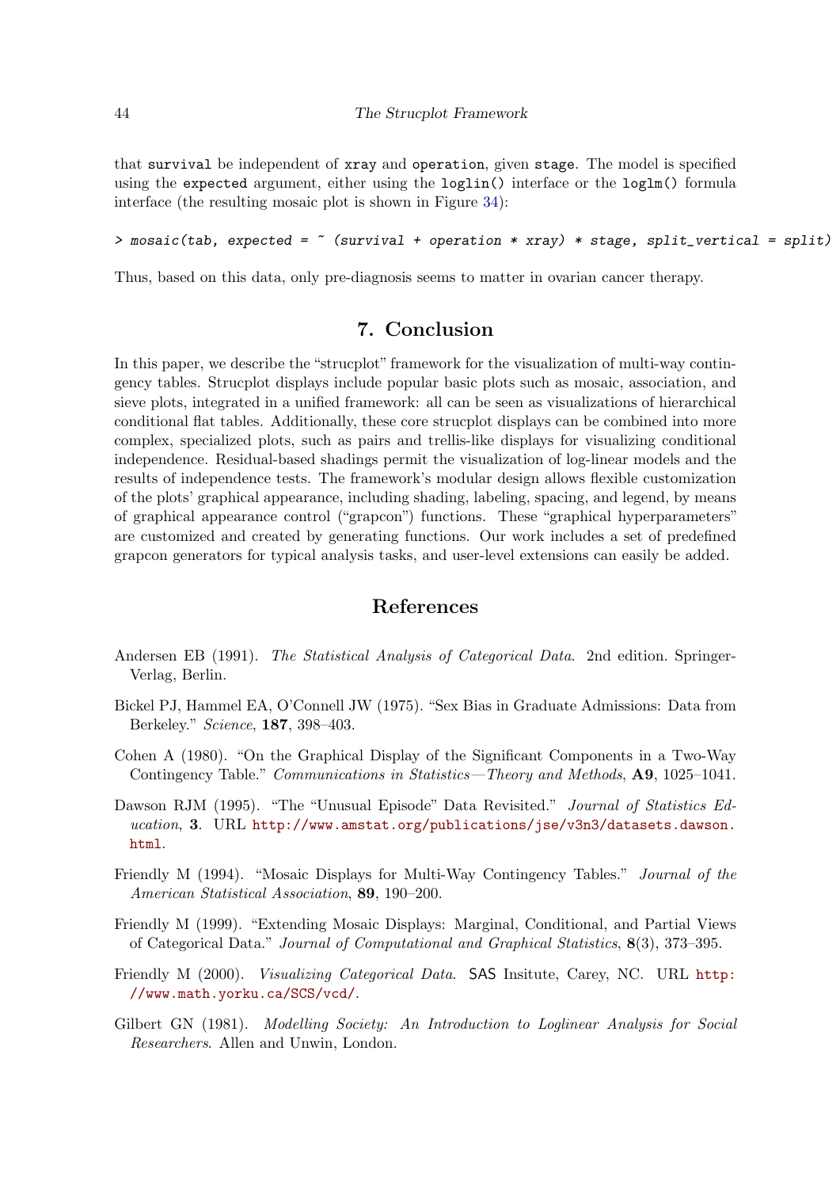that survival be independent of xray and operation, given stage. The model is specified using the expected argument, either using the loglin() interface or the loglm() formula interface (the resulting mosaic plot is shown in Figure 34):

```
> mosaic(tab, expected = ~ (survival + operation * xray) * stage, split_vertical = split)
```

Thus, based on this data, only pre-diagnosis seems to matter in ovarian cancer therapy.

## 7. Conclusion

In this paper, we describe the "strucplot" framework for the visualization of multi-way contingency tables. Strucplot displays include popular basic plots such as mosaic, association, and sieve plots, integrated in a unified framework: all can be seen as visualizations of hierarchical conditional flat tables. Additionally, these core strucplot displays can be combined into more complex, specialized plots, such as pairs and trellis-like displays for visualizing conditional independence. Residual-based shadings permit the visualization of log-linear models and the results of independence tests. The framework's modular design allows flexible customization of the plots' graphical appearance, including shading, labeling, spacing, and legend, by means of graphical appearance control ("grapcon") functions. These "graphical hyperparameters" are customized and created by generating functions. Our work includes a set of predefined grapcon generators for typical analysis tasks, and user-level extensions can easily be added.

## References

Andersen EB (1991). *The Statistical Analysis of Categorical Data*. 2nd edition. Springer-Verlag, Berlin.

Bickel PJ, Hammel EA, O'Connell JW (1975). "Sex Bias in Graduate Admissions: Data from Berkeley." *Science*, **187**, 398–403.

Cohen A (1980). "On the Graphical Display of the Significant Components in a Two-Way Contingency Table." *Communications in Statistics—Theory and Methods*, **A9**, 1025–1041.

Dawson RJM (1995). "The "Unusual Episode" Data Revisited." *Journal of Statistics Education*, **3**. URL http://www.amstat.org/publications/jse/v3n3/datasets.dawson.html.

Friendly M (1994). "Mosaic Displays for Multi-Way Contingency Tables." *Journal of the American Statistical Association*, **89**, 190–200.

Friendly M (1999). "Extending Mosaic Displays: Marginal, Conditional, and Partial Views of Categorical Data." *Journal of Computational and Graphical Statistics*, **8**(3), 373–395.

Friendly M (2000). *Visualizing Categorical Data*. SAS Insitute, Carey, NC. URL http://www.math.yorku.ca/SCS/vcd/.

Gilbert GN (1981). *Modelling Society: An Introduction to Loglinear Analysis for Social Researchers*. Allen and Unwin, London.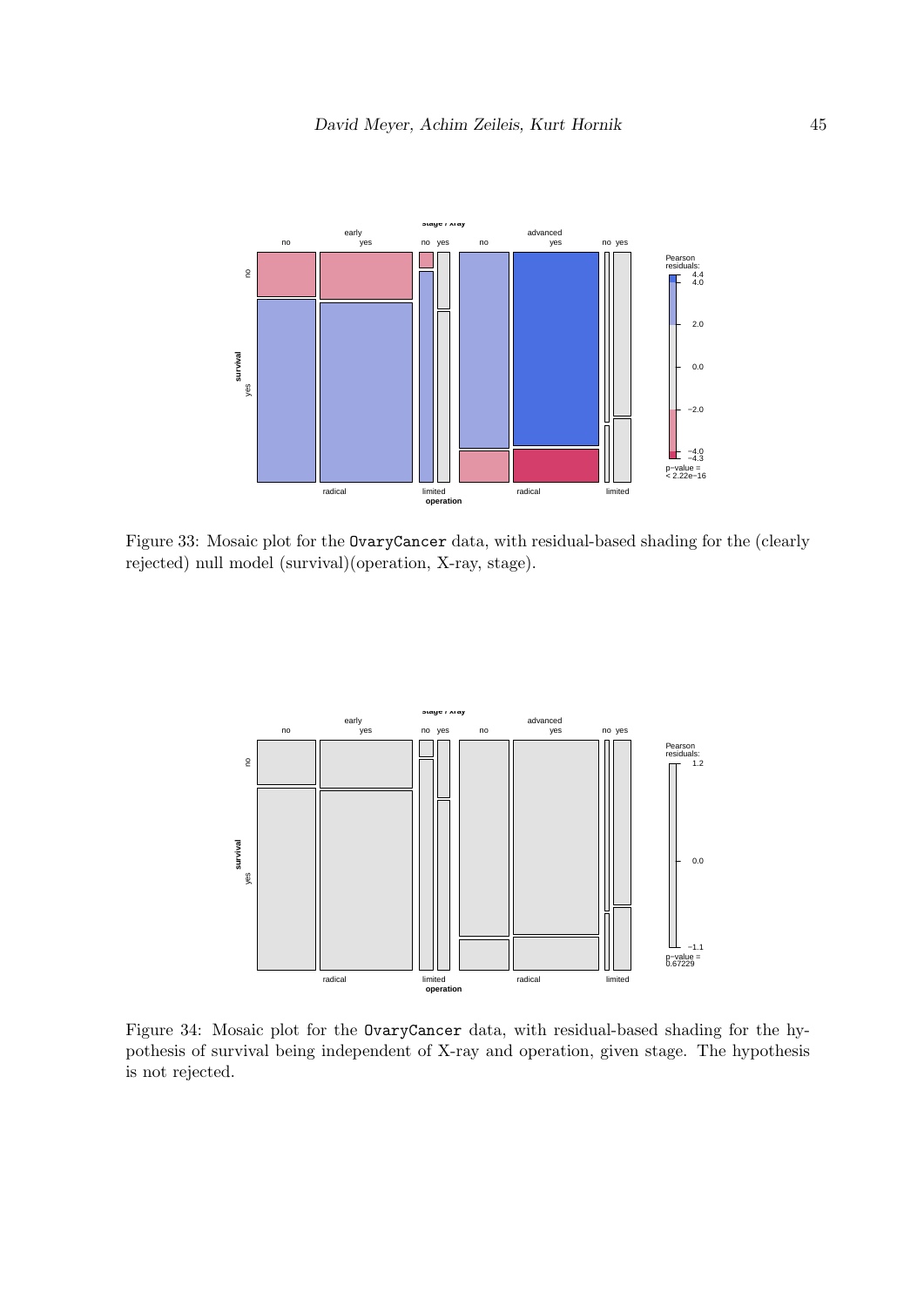Figure 33: Mosaic plot for the `OvaryCancer` data, with residual-based shading for the (clearly rejected) null model (survival)(operation, X-ray, stage).

Figure 34: Mosaic plot for the `OvaryCancer` data, with residual-based shading for the hypothesis of survival being independent of X-ray and operation, given stage. The hypothesis is not rejected.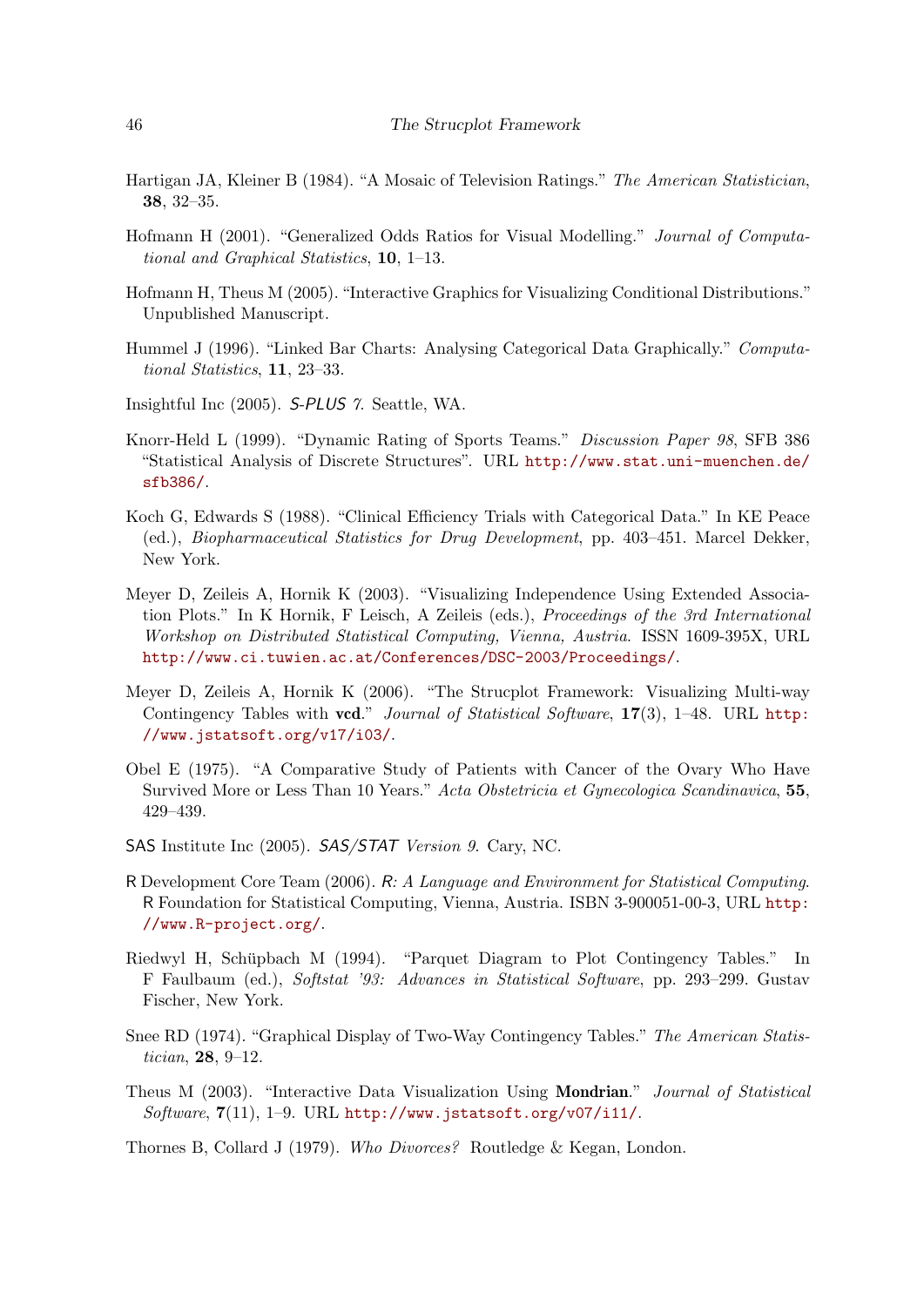Hartigan JA, Kleiner B (1984). "A Mosaic of Television Ratings." *The American Statistician*, **38**, 32–35.

Hofmann H (2001). "Generalized Odds Ratios for Visual Modelling." *Journal of Computational and Graphical Statistics*, **10**, 1–13.

Hofmann H, Theus M (2005). "Interactive Graphics for Visualizing Conditional Distributions." Unpublished Manuscript.

Hummel J (1996). "Linked Bar Charts: Analysing Categorical Data Graphically." *Computational Statistics*, **11**, 23–33.

Insightful Inc (2005). *S-PLUS 7*. Seattle, WA.

Knorr-Held L (1999). "Dynamic Rating of Sports Teams." *Discussion Paper 98*, SFB 386 "Statistical Analysis of Discrete Structures". URL http://www.stat.uni-muenchen.de/sfb386/.

Koch G, Edwards S (1988). "Clinical Efficiency Trials with Categorical Data." In KE Peace (ed.), *Biopharmaceutical Statistics for Drug Development*, pp. 403–451. Marcel Dekker, New York.

Meyer D, Zeileis A, Hornik K (2003). "Visualizing Independence Using Extended Association Plots." In K Hornik, F Leisch, A Zeileis (eds.), *Proceedings of the 3rd International Workshop on Distributed Statistical Computing, Vienna, Austria*. ISSN 1609-395X, URL http://www.ci.tuwien.ac.at/Conferences/DSC-2003/Proceedings/.

Meyer D, Zeileis A, Hornik K (2006). "The Strucplot Framework: Visualizing Multi-way Contingency Tables with **vcd**." *Journal of Statistical Software*, **17**(3), 1–48. URL http://www.jstatsoft.org/v17/i03/.

Obel E (1975). "A Comparative Study of Patients with Cancer of the Ovary Who Have Survived More or Less Than 10 Years." *Acta Obstetricia et Gynecologica Scandinavica*, **55**, 429–439.

SAS Institute Inc (2005). *SAS/STAT Version 9*. Cary, NC.

R Development Core Team (2006). *R: A Language and Environment for Statistical Computing*. R Foundation for Statistical Computing, Vienna, Austria. ISBN 3-900051-00-3, URL http://www.R-project.org/.

Riedwyl H, Schüpbach M (1994). "Parquet Diagram to Plot Contingency Tables." In F Faulbaum (ed.), *Softstat '93: Advances in Statistical Software*, pp. 293–299. Gustav Fischer, New York.

Snee RD (1974). "Graphical Display of Two-Way Contingency Tables." *The American Statistician*, **28**, 9–12.

Theus M (2003). "Interactive Data Visualization Using **Mondrian**." *Journal of Statistical Software*, **7**(11), 1–9. URL http://www.jstatsoft.org/v07/i11/.

Thornes B, Collard J (1979). *Who Divorces?* Routledge & Kegan, London.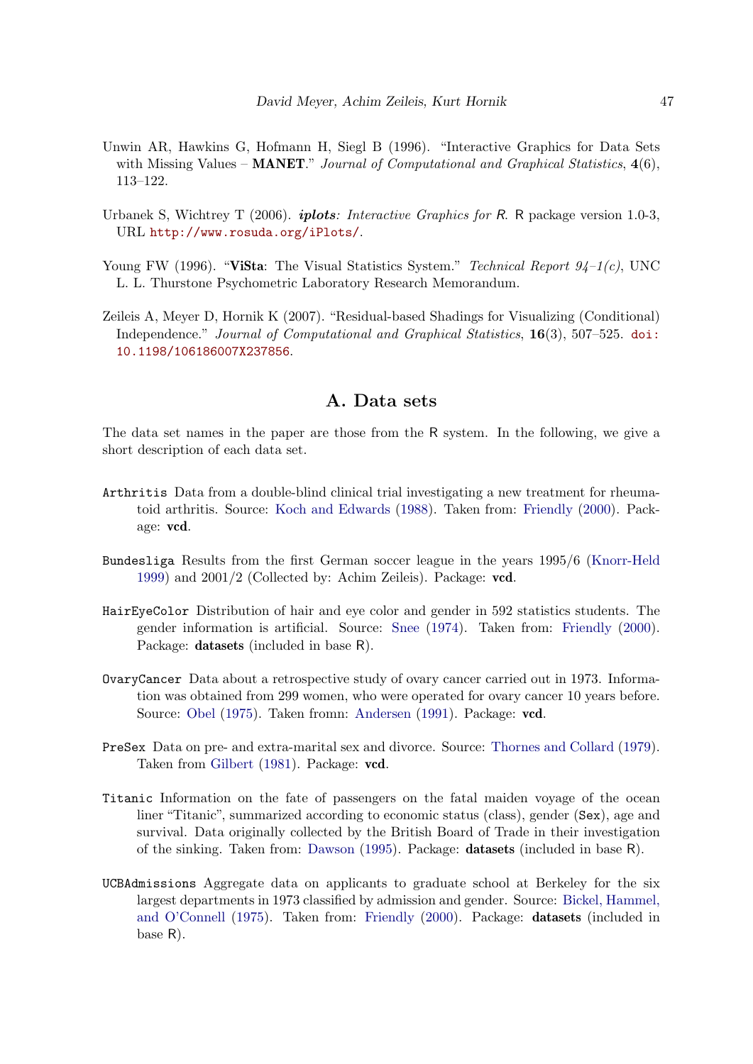Unwin AR, Hawkins G, Hofmann H, Siegl B (1996). "Interactive Graphics for Data Sets with Missing Values – **MANET**." *Journal of Computational and Graphical Statistics*, **4**(6), 113–122.

Urbanek S, Wichtrey T (2006). ***iplots**: Interactive Graphics for R*. R package version 1.0-3, URL http://www.rosuda.org/iPlots/.

Young FW (1996). "**ViSta**: The Visual Statistics System." *Technical Report 94–1(c)*, UNC L. L. Thurstone Psychometric Laboratory Research Memorandum.

Zeileis A, Meyer D, Hornik K (2007). "Residual-based Shadings for Visualizing (Conditional) Independence." *Journal of Computational and Graphical Statistics*, **16**(3), 507–525. doi: 10.1198/106186007X237856.

# A. Data sets

The data set names in the paper are those from the R system. In the following, we give a short description of each data set.

`Arthritis` Data from a double-blind clinical trial investigating a new treatment for rheumatoid arthritis. Source: Koch and Edwards (1988). Taken from: Friendly (2000). Package: **vcd**.

`Bundesliga` Results from the first German soccer league in the years 1995/6 (Knorr-Held 1999) and 2001/2 (Collected by: Achim Zeileis). Package: **vcd**.

`HairEyeColor` Distribution of hair and eye color and gender in 592 statistics students. The gender information is artificial. Source: Snee (1974). Taken from: Friendly (2000). Package: **datasets** (included in base R).

`OvaryCancer` Data about a retrospective study of ovary cancer carried out in 1973. Information was obtained from 299 women, who were operated for ovary cancer 10 years before. Source: Obel (1975). Taken fromn: Andersen (1991). Package: **vcd**.

`PreSex` Data on pre- and extra-marital sex and divorce. Source: Thornes and Collard (1979). Taken from Gilbert (1981). Package: **vcd**.

`Titanic` Information on the fate of passengers on the fatal maiden voyage of the ocean liner "Titanic", summarized according to economic status (class), gender (`Sex`), age and survival. Data originally collected by the British Board of Trade in their investigation of the sinking. Taken from: Dawson (1995). Package: **datasets** (included in base R).

`UCBAdmissions` Aggregate data on applicants to graduate school at Berkeley for the six largest departments in 1973 classified by admission and gender. Source: Bickel, Hammel, and O'Connell (1975). Taken from: Friendly (2000). Package: **datasets** (included in base R).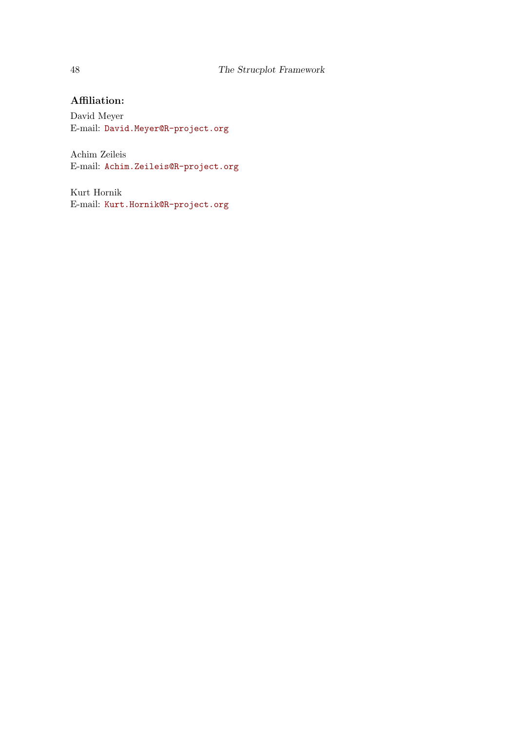**Affiliation:**

David Meyer
E-mail: David.Meyer@R-project.org

Achim Zeileis
E-mail: Achim.Zeileis@R-project.org

Kurt Hornik
E-mail: Kurt.Hornik@R-project.org